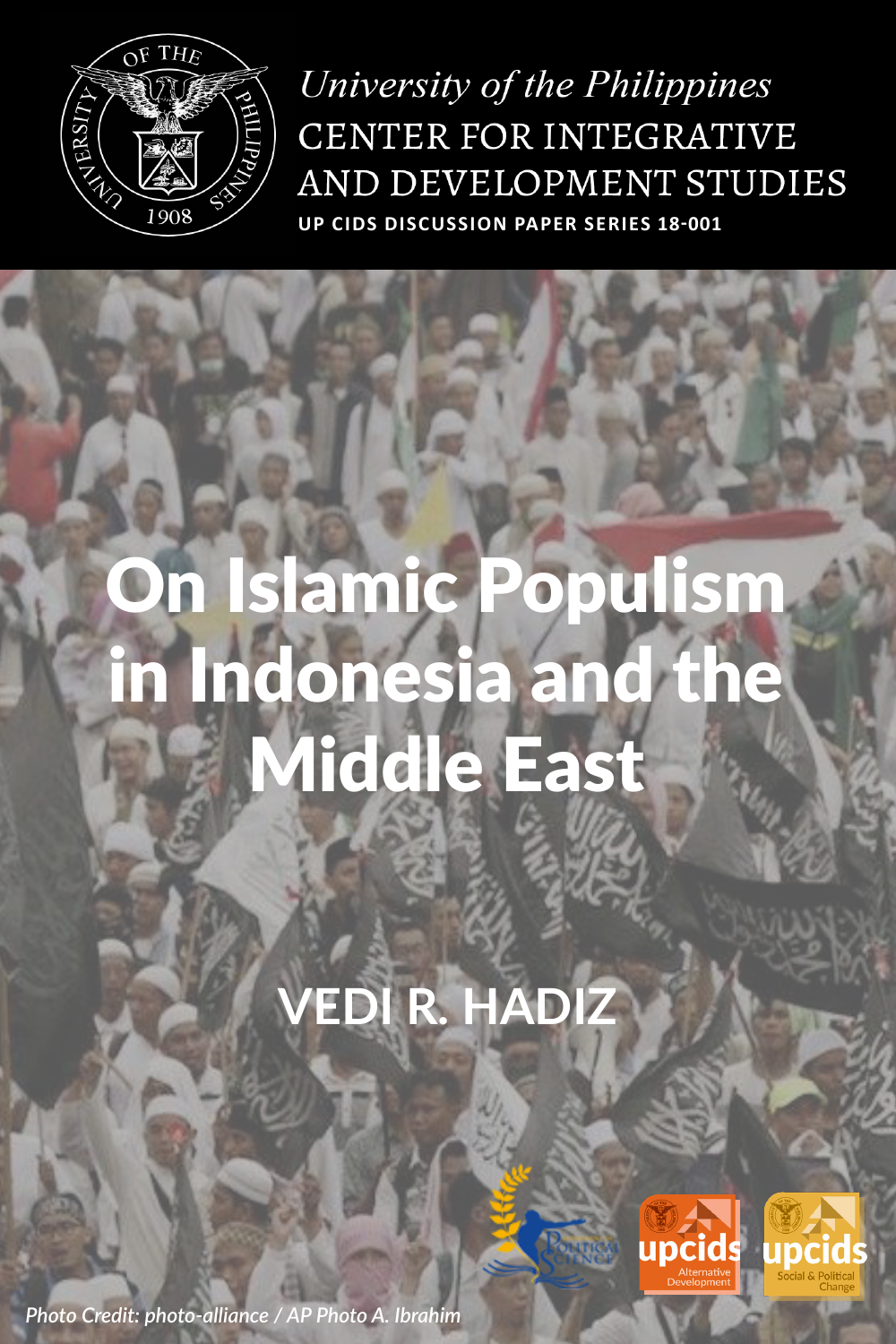*University of the Philippines*

CENTER FOR INTEGRATIVE AND DEVELOPMENT STUDIES

**UP CIDS DISCUSSION PAPER SERIES 18-001**

# On Islamic Populism in Indonesia and the Middle East

**VEDI R. HADIZ**

*Photo Credit: photo-alliance / AP Photo A. Ibrahim*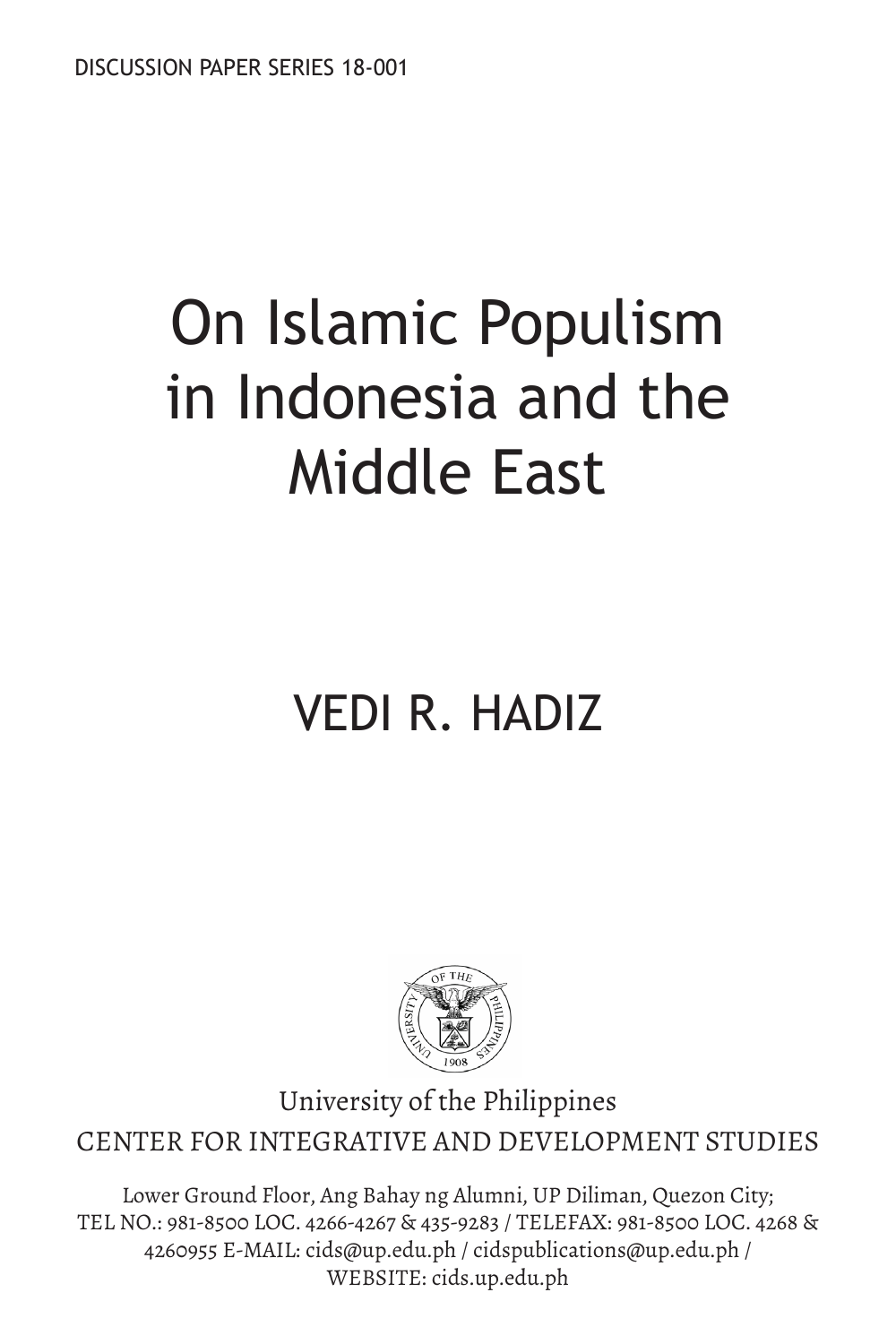DISCUSSION PAPER SERIES 18-001

# On Islamic Populism in Indonesia and the Middle East

## VEDI R. HADIZ

University of the Philippines

CENTER FOR INTEGRATIVE AND DEVELOPMENT STUDIES

Lower Ground Floor, Ang Bahay ng Alumni, UP Diliman, Quezon City;
TEL NO.: 981-8500 LOC. 4266-4267 & 435-9283 / TELEFAX: 981-8500 LOC. 4268 & 4260955 E-MAIL: cids@up.edu.ph / cidspublications@up.edu.ph /
WEBSITE: cids.up.edu.ph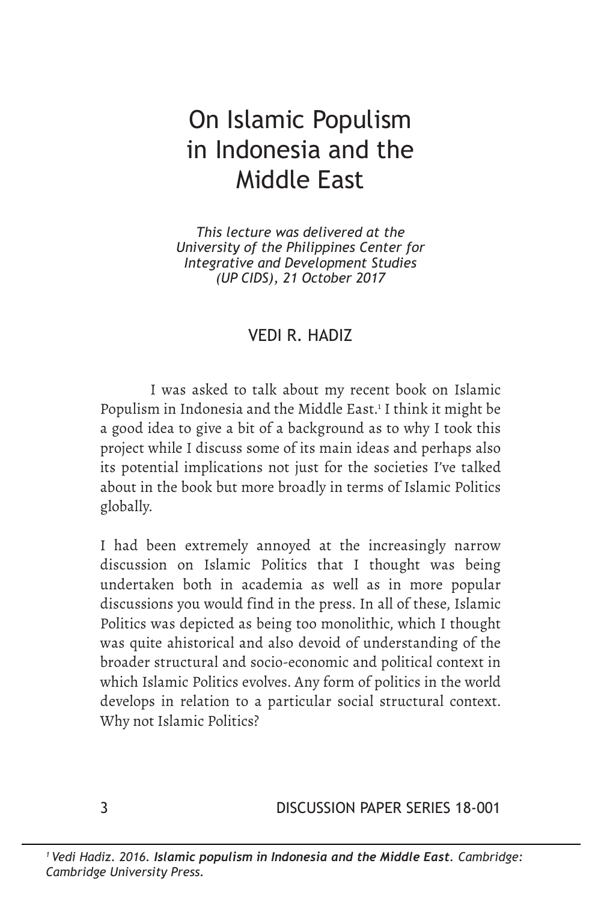# On Islamic Populism in Indonesia and the Middle East

*This lecture was delivered at the University of the Philippines Center for Integrative and Development Studies (UP CIDS), 21 October 2017*

VEDI R. HADIZ

I was asked to talk about my recent book on Islamic Populism in Indonesia and the Middle East.[1] I think it might be a good idea to give a bit of a background as to why I took this project while I discuss some of its main ideas and perhaps also its potential implications not just for the societies I've talked about in the book but more broadly in terms of Islamic Politics globally.

I had been extremely annoyed at the increasingly narrow discussion on Islamic Politics that I thought was being undertaken both in academia as well as in more popular discussions you would find in the press. In all of these, Islamic Politics was depicted as being too monolithic, which I thought was quite ahistorical and also devoid of understanding of the broader structural and socio-economic and political context in which Islamic Politics evolves. Any form of politics in the world develops in relation to a particular social structural context. Why not Islamic Politics?

[1] *Vedi Hadiz. 2016.* ***Islamic populism in Indonesia and the Middle East****. Cambridge: Cambridge University Press.*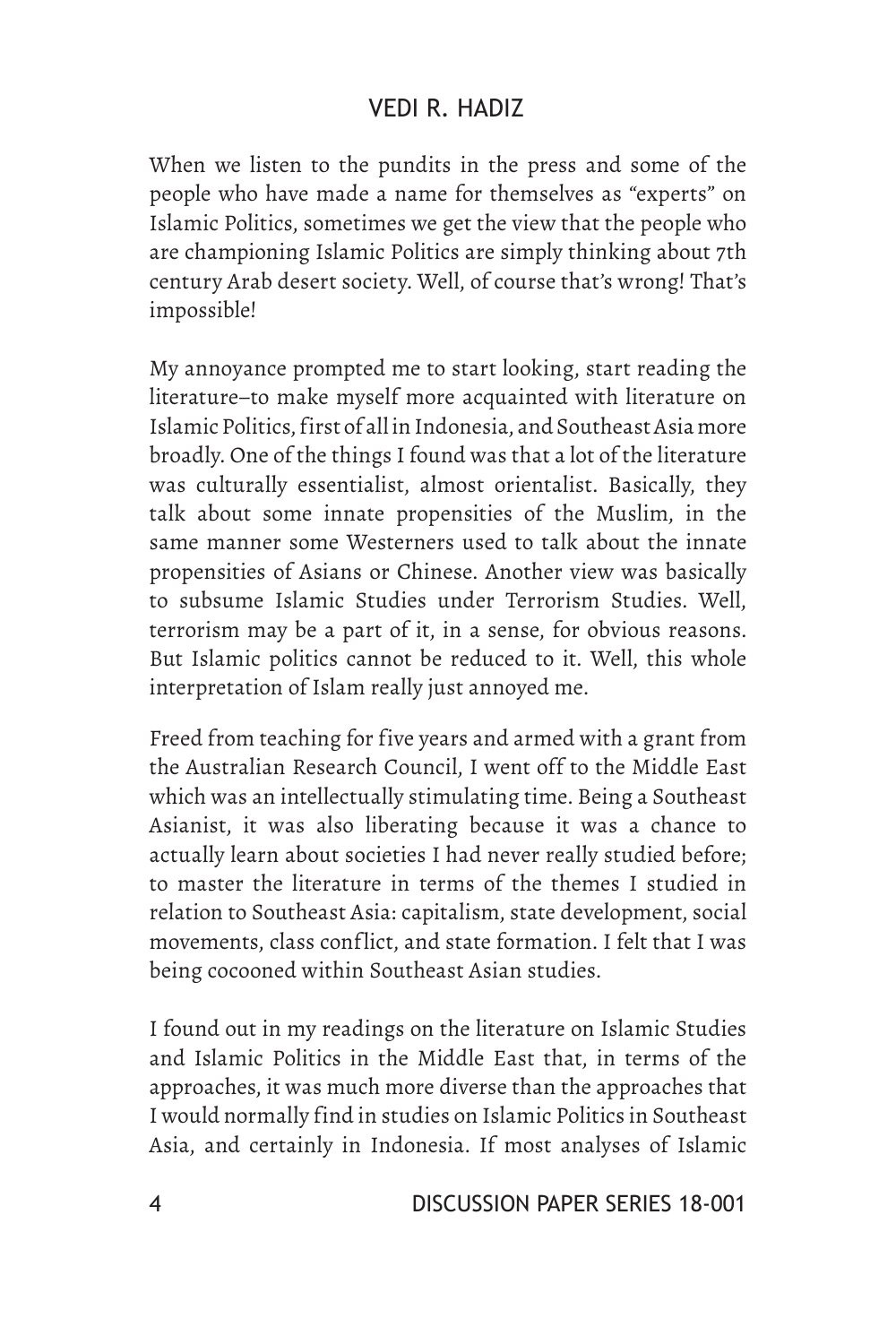When we listen to the pundits in the press and some of the people who have made a name for themselves as "experts" on Islamic Politics, sometimes we get the view that the people who are championing Islamic Politics are simply thinking about 7th century Arab desert society. Well, of course that's wrong! That's impossible!

My annoyance prompted me to start looking, start reading the literature–to make myself more acquainted with literature on Islamic Politics, first of all in Indonesia, and Southeast Asia more broadly. One of the things I found was that a lot of the literature was culturally essentialist, almost orientalist. Basically, they talk about some innate propensities of the Muslim, in the same manner some Westerners used to talk about the innate propensities of Asians or Chinese. Another view was basically to subsume Islamic Studies under Terrorism Studies. Well, terrorism may be a part of it, in a sense, for obvious reasons. But Islamic politics cannot be reduced to it. Well, this whole interpretation of Islam really just annoyed me.

Freed from teaching for five years and armed with a grant from the Australian Research Council, I went off to the Middle East which was an intellectually stimulating time. Being a Southeast Asianist, it was also liberating because it was a chance to actually learn about societies I had never really studied before; to master the literature in terms of the themes I studied in relation to Southeast Asia: capitalism, state development, social movements, class conflict, and state formation. I felt that I was being cocooned within Southeast Asian studies.

I found out in my readings on the literature on Islamic Studies and Islamic Politics in the Middle East that, in terms of the approaches, it was much more diverse than the approaches that I would normally find in studies on Islamic Politics in Southeast Asia, and certainly in Indonesia. If most analyses of Islamic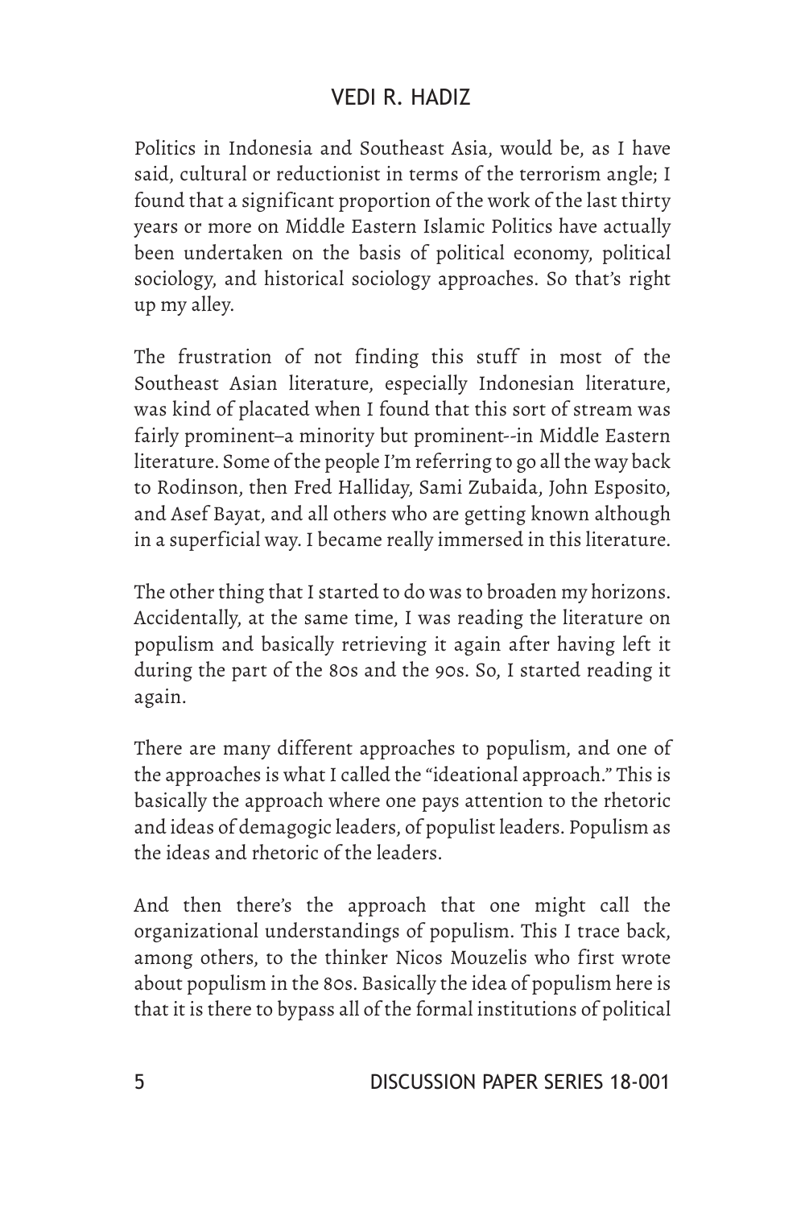Politics in Indonesia and Southeast Asia, would be, as I have said, cultural or reductionist in terms of the terrorism angle; I found that a significant proportion of the work of the last thirty years or more on Middle Eastern Islamic Politics have actually been undertaken on the basis of political economy, political sociology, and historical sociology approaches. So that's right up my alley.

The frustration of not finding this stuff in most of the Southeast Asian literature, especially Indonesian literature, was kind of placated when I found that this sort of stream was fairly prominent–a minority but prominent--in Middle Eastern literature. Some of the people I'm referring to go all the way back to Rodinson, then Fred Halliday, Sami Zubaida, John Esposito, and Asef Bayat, and all others who are getting known although in a superficial way. I became really immersed in this literature.

The other thing that I started to do was to broaden my horizons. Accidentally, at the same time, I was reading the literature on populism and basically retrieving it again after having left it during the part of the 80s and the 90s. So, I started reading it again.

There are many different approaches to populism, and one of the approaches is what I called the "ideational approach." This is basically the approach where one pays attention to the rhetoric and ideas of demagogic leaders, of populist leaders. Populism as the ideas and rhetoric of the leaders.

And then there's the approach that one might call the organizational understandings of populism. This I trace back, among others, to the thinker Nicos Mouzelis who first wrote about populism in the 80s. Basically the idea of populism here is that it is there to bypass all of the formal institutions of political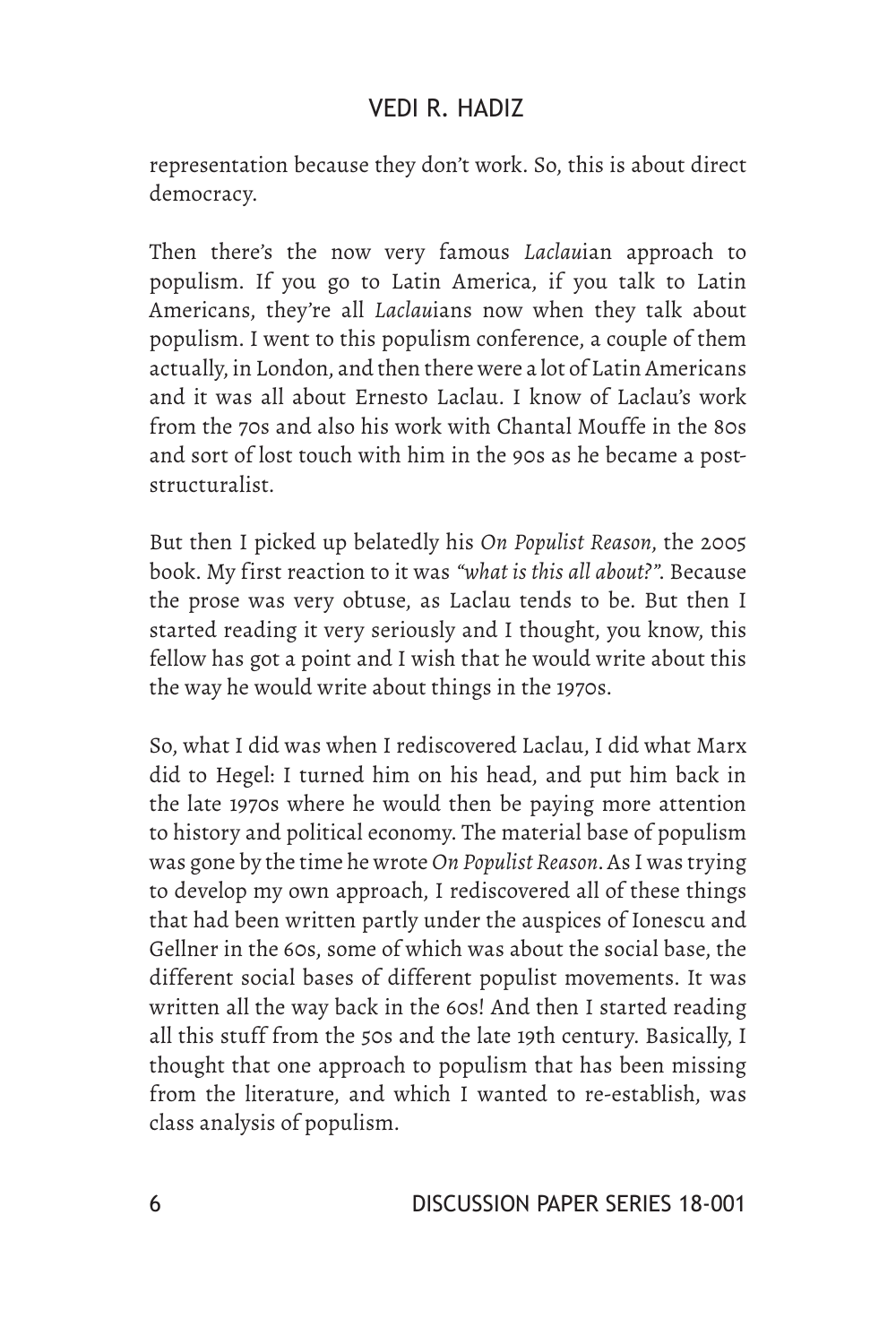representation because they don't work. So, this is about direct democracy.

Then there's the now very famous *Laclau*ian approach to populism. If you go to Latin America, if you talk to Latin Americans, they're all *Laclau*ians now when they talk about populism. I went to this populism conference, a couple of them actually, in London, and then there were a lot of Latin Americans and it was all about Ernesto Laclau. I know of Laclau's work from the 70s and also his work with Chantal Mouffe in the 80s and sort of lost touch with him in the 90s as he became a post-structuralist.

But then I picked up belatedly his *On Populist Reason*, the 2005 book. My first reaction to it was *"what is this all about?"*. Because the prose was very obtuse, as Laclau tends to be. But then I started reading it very seriously and I thought, you know, this fellow has got a point and I wish that he would write about this the way he would write about things in the 1970s.

So, what I did was when I rediscovered Laclau, I did what Marx did to Hegel: I turned him on his head, and put him back in the late 1970s where he would then be paying more attention to history and political economy. The material base of populism was gone by the time he wrote *On Populist Reason*. As I was trying to develop my own approach, I rediscovered all of these things that had been written partly under the auspices of Ionescu and Gellner in the 60s, some of which was about the social base, the different social bases of different populist movements. It was written all the way back in the 60s! And then I started reading all this stuff from the 50s and the late 19th century. Basically, I thought that one approach to populism that has been missing from the literature, and which I wanted to re-establish, was class analysis of populism.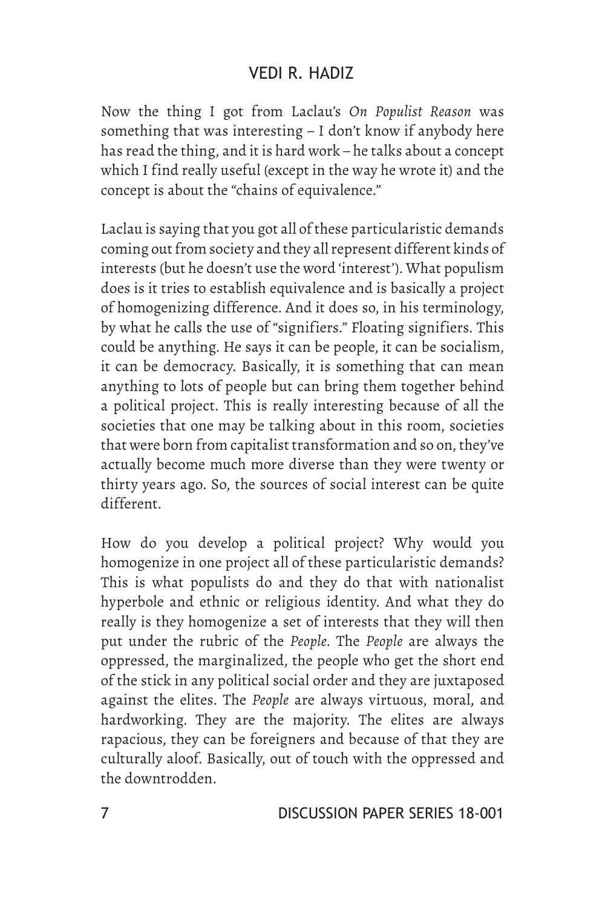Now the thing I got from Laclau's *On Populist Reason* was something that was interesting – I don't know if anybody here has read the thing, and it is hard work – he talks about a concept which I find really useful (except in the way he wrote it) and the concept is about the "chains of equivalence."

Laclau is saying that you got all of these particularistic demands coming out from society and they all represent different kinds of interests (but he doesn't use the word 'interest'). What populism does is it tries to establish equivalence and is basically a project of homogenizing difference. And it does so, in his terminology, by what he calls the use of "signifiers." Floating signifiers. This could be anything. He says it can be people, it can be socialism, it can be democracy. Basically, it is something that can mean anything to lots of people but can bring them together behind a political project. This is really interesting because of all the societies that one may be talking about in this room, societies that were born from capitalist transformation and so on, they've actually become much more diverse than they were twenty or thirty years ago. So, the sources of social interest can be quite different.

How do you develop a political project? Why would you homogenize in one project all of these particularistic demands? This is what populists do and they do that with nationalist hyperbole and ethnic or religious identity. And what they do really is they homogenize a set of interests that they will then put under the rubric of the *People*. The *People* are always the oppressed, the marginalized, the people who get the short end of the stick in any political social order and they are juxtaposed against the elites. The *People* are always virtuous, moral, and hardworking. They are the majority. The elites are always rapacious, they can be foreigners and because of that they are culturally aloof. Basically, out of touch with the oppressed and the downtrodden.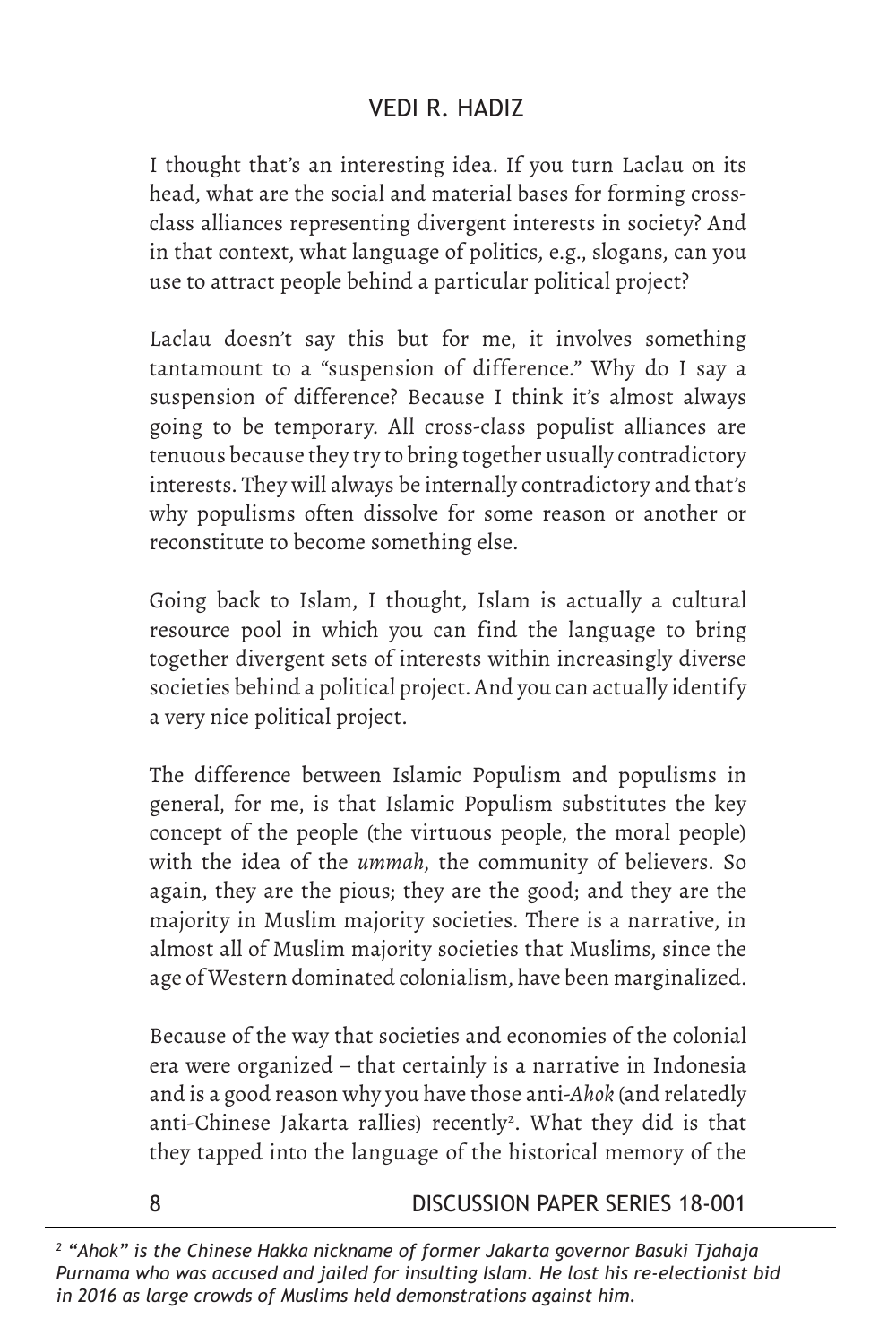I thought that's an interesting idea. If you turn Laclau on its head, what are the social and material bases for forming cross-class alliances representing divergent interests in society? And in that context, what language of politics, e.g., slogans, can you use to attract people behind a particular political project?

Laclau doesn't say this but for me, it involves something tantamount to a "suspension of difference." Why do I say a suspension of difference? Because I think it's almost always going to be temporary. All cross-class populist alliances are tenuous because they try to bring together usually contradictory interests. They will always be internally contradictory and that's why populisms often dissolve for some reason or another or reconstitute to become something else.

Going back to Islam, I thought, Islam is actually a cultural resource pool in which you can find the language to bring together divergent sets of interests within increasingly diverse societies behind a political project. And you can actually identify a very nice political project.

The difference between Islamic Populism and populisms in general, for me, is that Islamic Populism substitutes the key concept of the people (the virtuous people, the moral people) with the idea of the *ummah*, the community of believers. So again, they are the pious; they are the good; and they are the majority in Muslim majority societies. There is a narrative, in almost all of Muslim majority societies that Muslims, since the age of Western dominated colonialism, have been marginalized.

Because of the way that societies and economies of the colonial era were organized – that certainly is a narrative in Indonesia and is a good reason why you have those anti-*Ahok* (and relatedly anti-Chinese Jakarta rallies) recently[2]. What they did is that they tapped into the language of the historical memory of the

---

[2] *"Ahok" is the Chinese Hakka nickname of former Jakarta governor Basuki Tjahaja Purnama who was accused and jailed for insulting Islam. He lost his re-electionist bid in 2016 as large crowds of Muslims held demonstrations against him.*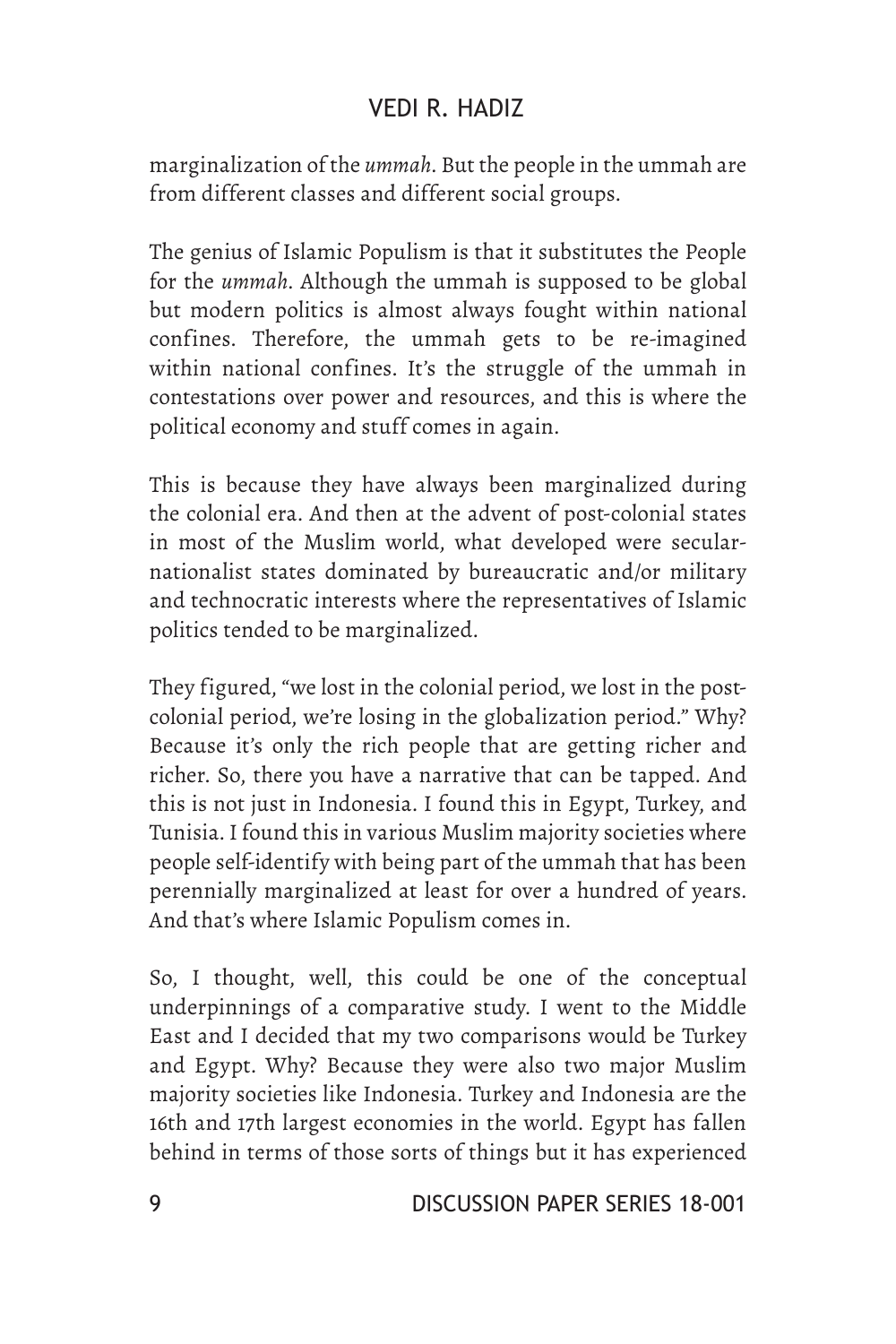marginalization of the *ummah*. But the people in the ummah are from different classes and different social groups.

The genius of Islamic Populism is that it substitutes the People for the *ummah*. Although the ummah is supposed to be global but modern politics is almost always fought within national confines. Therefore, the ummah gets to be re-imagined within national confines. It's the struggle of the ummah in contestations over power and resources, and this is where the political economy and stuff comes in again.

This is because they have always been marginalized during the colonial era. And then at the advent of post-colonial states in most of the Muslim world, what developed were secular-nationalist states dominated by bureaucratic and/or military and technocratic interests where the representatives of Islamic politics tended to be marginalized.

They figured, "we lost in the colonial period, we lost in the post-colonial period, we're losing in the globalization period." Why? Because it's only the rich people that are getting richer and richer. So, there you have a narrative that can be tapped. And this is not just in Indonesia. I found this in Egypt, Turkey, and Tunisia. I found this in various Muslim majority societies where people self-identify with being part of the ummah that has been perennially marginalized at least for over a hundred of years. And that's where Islamic Populism comes in.

So, I thought, well, this could be one of the conceptual underpinnings of a comparative study. I went to the Middle East and I decided that my two comparisons would be Turkey and Egypt. Why? Because they were also two major Muslim majority societies like Indonesia. Turkey and Indonesia are the 16th and 17th largest economies in the world. Egypt has fallen behind in terms of those sorts of things but it has experienced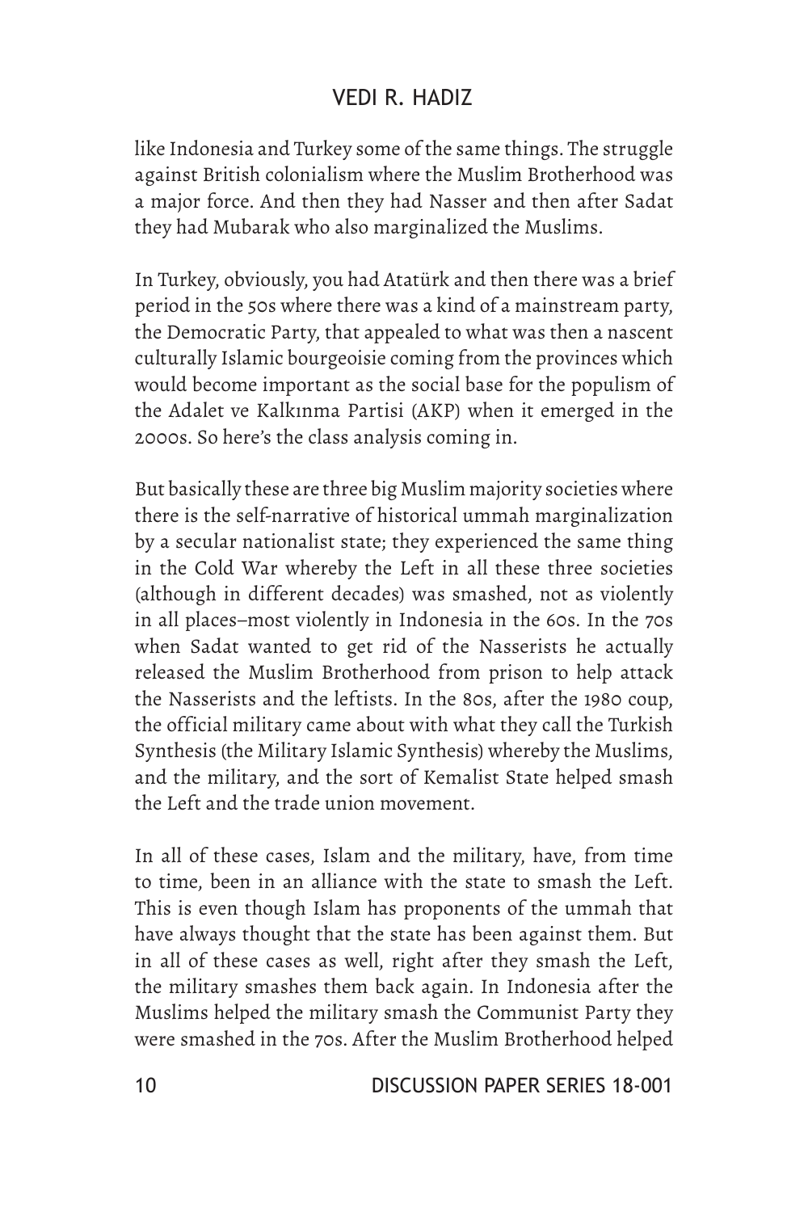like Indonesia and Turkey some of the same things. The struggle against British colonialism where the Muslim Brotherhood was a major force. And then they had Nasser and then after Sadat they had Mubarak who also marginalized the Muslims.

In Turkey, obviously, you had Atatürk and then there was a brief period in the 50s where there was a kind of a mainstream party, the Democratic Party, that appealed to what was then a nascent culturally Islamic bourgeoisie coming from the provinces which would become important as the social base for the populism of the Adalet ve Kalkınma Partisi (AKP) when it emerged in the 2000s. So here's the class analysis coming in.

But basically these are three big Muslim majority societies where there is the self-narrative of historical ummah marginalization by a secular nationalist state; they experienced the same thing in the Cold War whereby the Left in all these three societies (although in different decades) was smashed, not as violently in all places–most violently in Indonesia in the 60s. In the 70s when Sadat wanted to get rid of the Nasserists he actually released the Muslim Brotherhood from prison to help attack the Nasserists and the leftists. In the 80s, after the 1980 coup, the official military came about with what they call the Turkish Synthesis (the Military Islamic Synthesis) whereby the Muslims, and the military, and the sort of Kemalist State helped smash the Left and the trade union movement.

In all of these cases, Islam and the military, have, from time to time, been in an alliance with the state to smash the Left. This is even though Islam has proponents of the ummah that have always thought that the state has been against them. But in all of these cases as well, right after they smash the Left, the military smashes them back again. In Indonesia after the Muslims helped the military smash the Communist Party they were smashed in the 70s. After the Muslim Brotherhood helped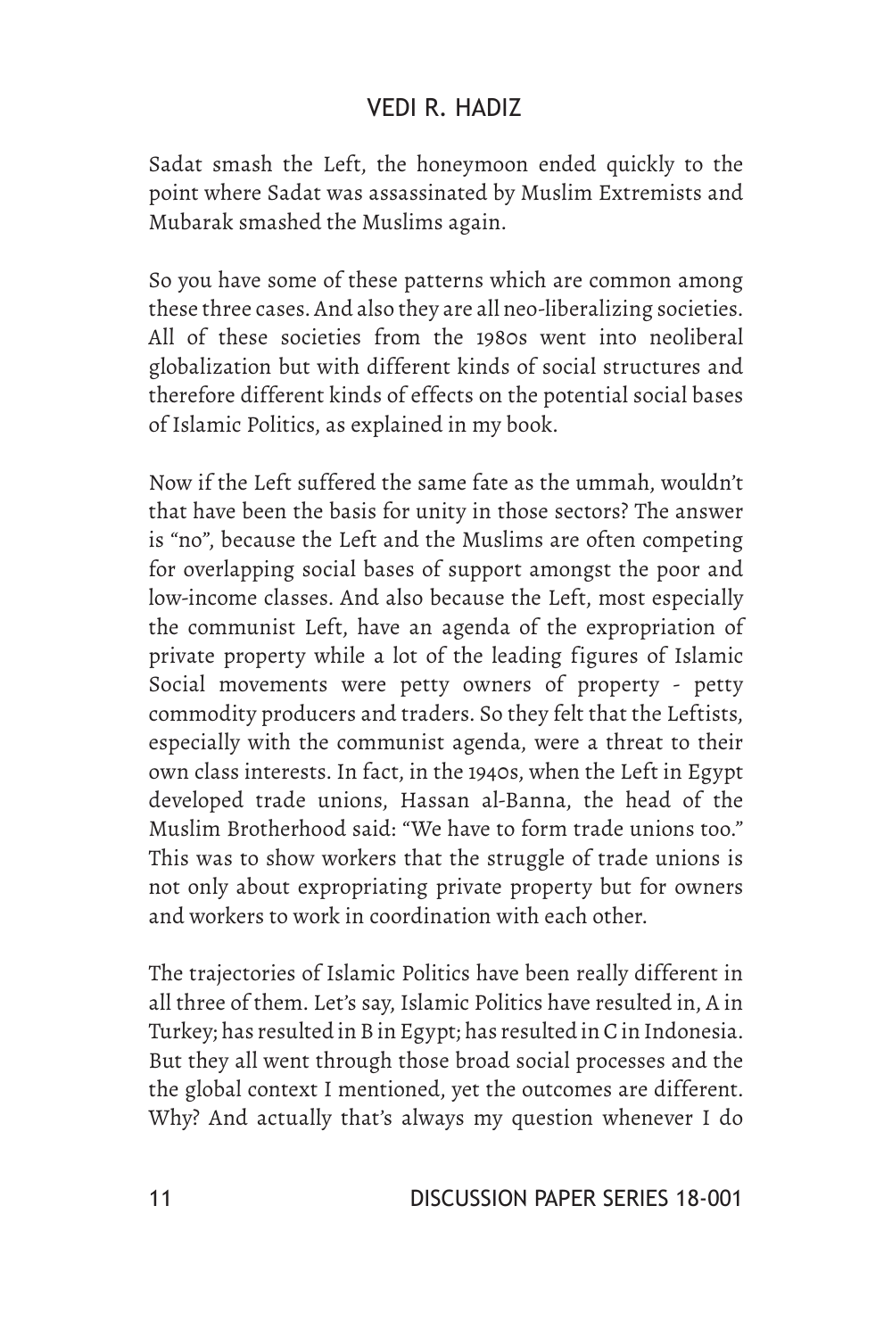Sadat smash the Left, the honeymoon ended quickly to the point where Sadat was assassinated by Muslim Extremists and Mubarak smashed the Muslims again.

So you have some of these patterns which are common among these three cases. And also they are all neo-liberalizing societies. All of these societies from the 1980s went into neoliberal globalization but with different kinds of social structures and therefore different kinds of effects on the potential social bases of Islamic Politics, as explained in my book.

Now if the Left suffered the same fate as the ummah, wouldn't that have been the basis for unity in those sectors? The answer is "no", because the Left and the Muslims are often competing for overlapping social bases of support amongst the poor and low-income classes. And also because the Left, most especially the communist Left, have an agenda of the expropriation of private property while a lot of the leading figures of Islamic Social movements were petty owners of property - petty commodity producers and traders. So they felt that the Leftists, especially with the communist agenda, were a threat to their own class interests. In fact, in the 1940s, when the Left in Egypt developed trade unions, Hassan al-Banna, the head of the Muslim Brotherhood said: "We have to form trade unions too." This was to show workers that the struggle of trade unions is not only about expropriating private property but for owners and workers to work in coordination with each other.

The trajectories of Islamic Politics have been really different in all three of them. Let's say, Islamic Politics have resulted in, A in Turkey; has resulted in B in Egypt; has resulted in C in Indonesia. But they all went through those broad social processes and the the global context I mentioned, yet the outcomes are different. Why? And actually that's always my question whenever I do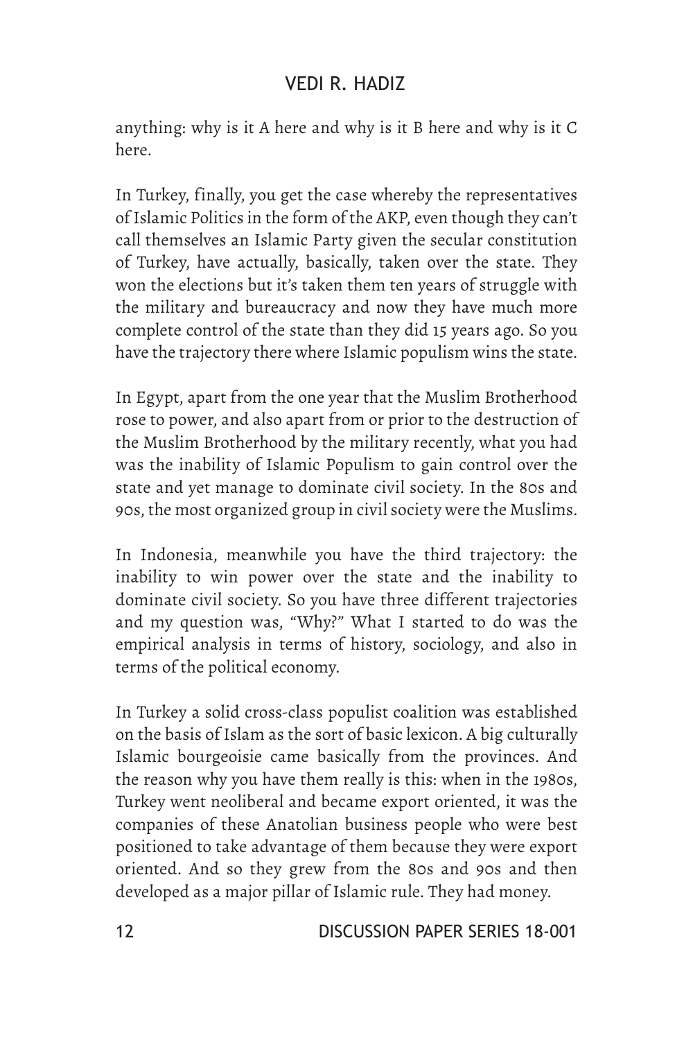anything: why is it A here and why is it B here and why is it C here.

In Turkey, finally, you get the case whereby the representatives of Islamic Politics in the form of the AKP, even though they can't call themselves an Islamic Party given the secular constitution of Turkey, have actually, basically, taken over the state. They won the elections but it's taken them ten years of struggle with the military and bureaucracy and now they have much more complete control of the state than they did 15 years ago. So you have the trajectory there where Islamic populism wins the state.

In Egypt, apart from the one year that the Muslim Brotherhood rose to power, and also apart from or prior to the destruction of the Muslim Brotherhood by the military recently, what you had was the inability of Islamic Populism to gain control over the state and yet manage to dominate civil society. In the 80s and 90s, the most organized group in civil society were the Muslims.

In Indonesia, meanwhile you have the third trajectory: the inability to win power over the state and the inability to dominate civil society. So you have three different trajectories and my question was, "Why?" What I started to do was the empirical analysis in terms of history, sociology, and also in terms of the political economy.

In Turkey a solid cross-class populist coalition was established on the basis of Islam as the sort of basic lexicon. A big culturally Islamic bourgeoisie came basically from the provinces. And the reason why you have them really is this: when in the 1980s, Turkey went neoliberal and became export oriented, it was the companies of these Anatolian business people who were best positioned to take advantage of them because they were export oriented. And so they grew from the 80s and 90s and then developed as a major pillar of Islamic rule. They had money.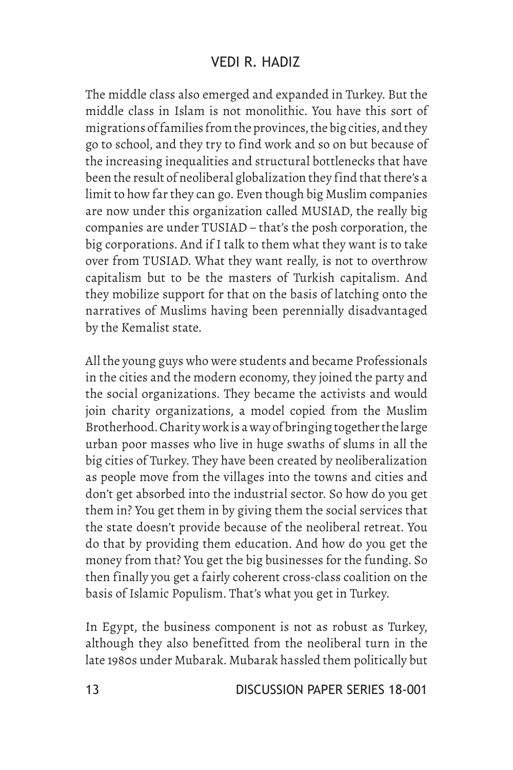The middle class also emerged and expanded in Turkey. But the middle class in Islam is not monolithic. You have this sort of migrations of families from the provinces, the big cities, and they go to school, and they try to find work and so on but because of the increasing inequalities and structural bottlenecks that have been the result of neoliberal globalization they find that there's a limit to how far they can go. Even though big Muslim companies are now under this organization called MUSIAD, the really big companies are under TUSIAD – that's the posh corporation, the big corporations. And if I talk to them what they want is to take over from TUSIAD. What they want really, is not to overthrow capitalism but to be the masters of Turkish capitalism. And they mobilize support for that on the basis of latching onto the narratives of Muslims having been perennially disadvantaged by the Kemalist state.

All the young guys who were students and became Professionals in the cities and the modern economy, they joined the party and the social organizations. They became the activists and would join charity organizations, a model copied from the Muslim Brotherhood. Charity work is a way of bringing together the large urban poor masses who live in huge swaths of slums in all the big cities of Turkey. They have been created by neoliberalization as people move from the villages into the towns and cities and don't get absorbed into the industrial sector. So how do you get them in? You get them in by giving them the social services that the state doesn't provide because of the neoliberal retreat. You do that by providing them education. And how do you get the money from that? You get the big businesses for the funding. So then finally you get a fairly coherent cross-class coalition on the basis of Islamic Populism. That's what you get in Turkey.

In Egypt, the business component is not as robust as Turkey, although they also benefitted from the neoliberal turn in the late 1980s under Mubarak. Mubarak hassled them politically but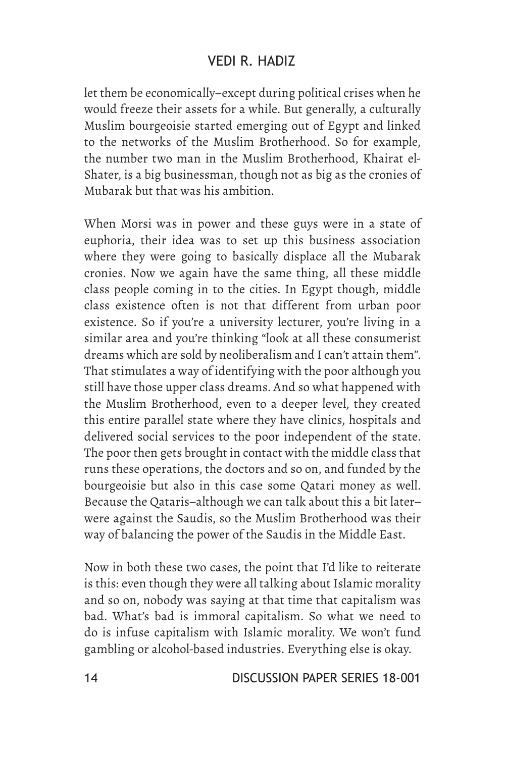let them be economically–except during political crises when he would freeze their assets for a while. But generally, a culturally Muslim bourgeoisie started emerging out of Egypt and linked to the networks of the Muslim Brotherhood. So for example, the number two man in the Muslim Brotherhood, Khairat el-Shater, is a big businessman, though not as big as the cronies of Mubarak but that was his ambition.

When Morsi was in power and these guys were in a state of euphoria, their idea was to set up this business association where they were going to basically displace all the Mubarak cronies. Now we again have the same thing, all these middle class people coming in to the cities. In Egypt though, middle class existence often is not that different from urban poor existence. So if you're a university lecturer, you're living in a similar area and you're thinking "look at all these consumerist dreams which are sold by neoliberalism and I can't attain them". That stimulates a way of identifying with the poor although you still have those upper class dreams. And so what happened with the Muslim Brotherhood, even to a deeper level, they created this entire parallel state where they have clinics, hospitals and delivered social services to the poor independent of the state. The poor then gets brought in contact with the middle class that runs these operations, the doctors and so on, and funded by the bourgeoisie but also in this case some Qatari money as well. Because the Qataris–although we can talk about this a bit later–were against the Saudis, so the Muslim Brotherhood was their way of balancing the power of the Saudis in the Middle East.

Now in both these two cases, the point that I'd like to reiterate is this: even though they were all talking about Islamic morality and so on, nobody was saying at that time that capitalism was bad. What's bad is immoral capitalism. So what we need to do is infuse capitalism with Islamic morality. We won't fund gambling or alcohol-based industries. Everything else is okay.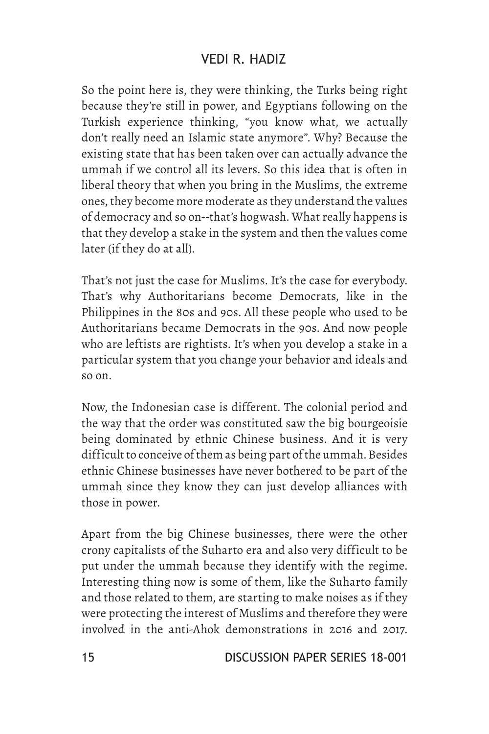So the point here is, they were thinking, the Turks being right because they're still in power, and Egyptians following on the Turkish experience thinking, "you know what, we actually don't really need an Islamic state anymore". Why? Because the existing state that has been taken over can actually advance the ummah if we control all its levers. So this idea that is often in liberal theory that when you bring in the Muslims, the extreme ones, they become more moderate as they understand the values of democracy and so on--that's hogwash. What really happens is that they develop a stake in the system and then the values come later (if they do at all).

That's not just the case for Muslims. It's the case for everybody. That's why Authoritarians become Democrats, like in the Philippines in the 80s and 90s. All these people who used to be Authoritarians became Democrats in the 90s. And now people who are leftists are rightists. It's when you develop a stake in a particular system that you change your behavior and ideals and so on.

Now, the Indonesian case is different. The colonial period and the way that the order was constituted saw the big bourgeoisie being dominated by ethnic Chinese business. And it is very difficult to conceive of them as being part of the ummah. Besides ethnic Chinese businesses have never bothered to be part of the ummah since they know they can just develop alliances with those in power.

Apart from the big Chinese businesses, there were the other crony capitalists of the Suharto era and also very difficult to be put under the ummah because they identify with the regime. Interesting thing now is some of them, like the Suharto family and those related to them, are starting to make noises as if they were protecting the interest of Muslims and therefore they were involved in the anti-Ahok demonstrations in 2016 and 2017.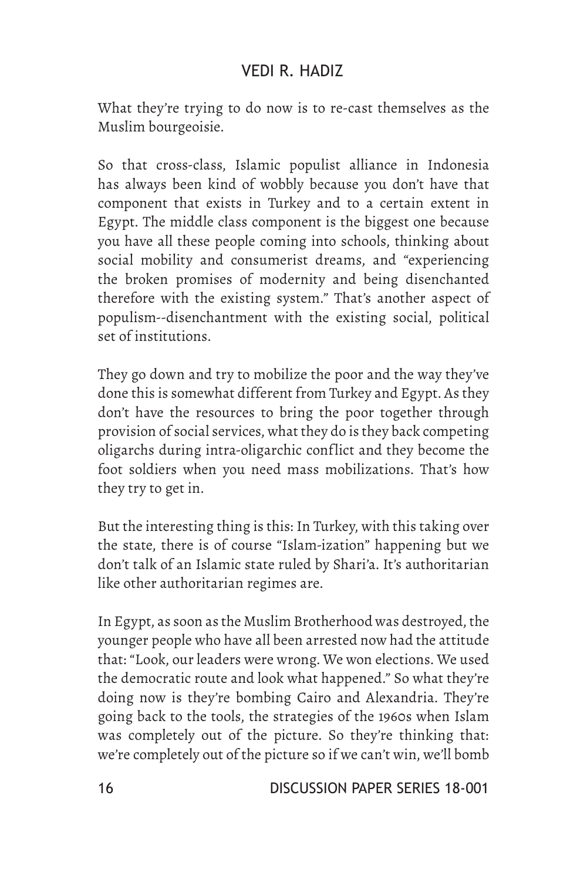What they're trying to do now is to re-cast themselves as the Muslim bourgeoisie.

So that cross-class, Islamic populist alliance in Indonesia has always been kind of wobbly because you don't have that component that exists in Turkey and to a certain extent in Egypt. The middle class component is the biggest one because you have all these people coming into schools, thinking about social mobility and consumerist dreams, and "experiencing the broken promises of modernity and being disenchanted therefore with the existing system." That's another aspect of populism--disenchantment with the existing social, political set of institutions.

They go down and try to mobilize the poor and the way they've done this is somewhat different from Turkey and Egypt. As they don't have the resources to bring the poor together through provision of social services, what they do is they back competing oligarchs during intra-oligarchic conflict and they become the foot soldiers when you need mass mobilizations. That's how they try to get in.

But the interesting thing is this: In Turkey, with this taking over the state, there is of course "Islam-ization" happening but we don't talk of an Islamic state ruled by Shari'a. It's authoritarian like other authoritarian regimes are.

In Egypt, as soon as the Muslim Brotherhood was destroyed, the younger people who have all been arrested now had the attitude that: "Look, our leaders were wrong. We won elections. We used the democratic route and look what happened." So what they're doing now is they're bombing Cairo and Alexandria. They're going back to the tools, the strategies of the 1960s when Islam was completely out of the picture. So they're thinking that: we're completely out of the picture so if we can't win, we'll bomb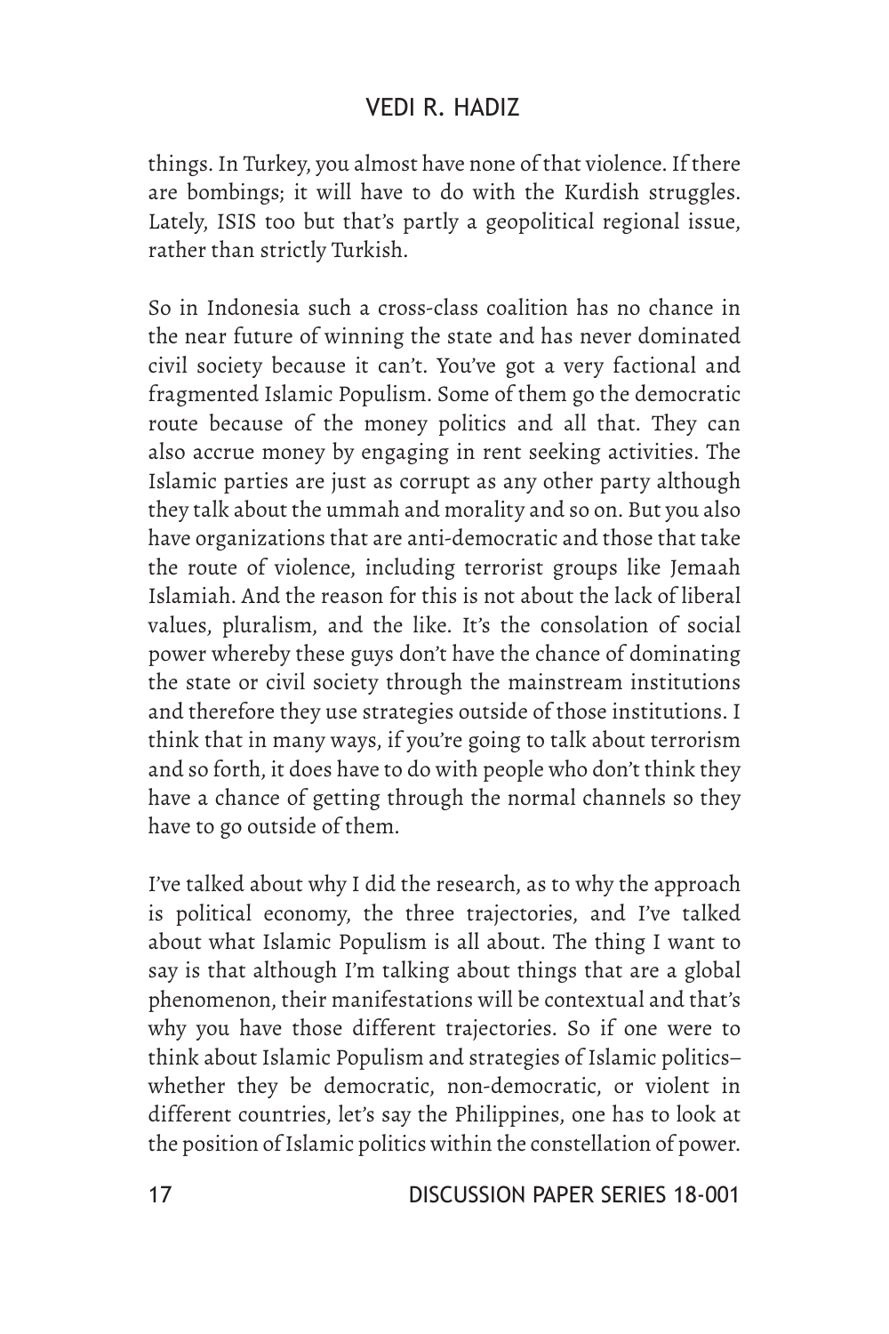things. In Turkey, you almost have none of that violence. If there are bombings; it will have to do with the Kurdish struggles. Lately, ISIS too but that's partly a geopolitical regional issue, rather than strictly Turkish.

So in Indonesia such a cross-class coalition has no chance in the near future of winning the state and has never dominated civil society because it can't. You've got a very factional and fragmented Islamic Populism. Some of them go the democratic route because of the money politics and all that. They can also accrue money by engaging in rent seeking activities. The Islamic parties are just as corrupt as any other party although they talk about the ummah and morality and so on. But you also have organizations that are anti-democratic and those that take the route of violence, including terrorist groups like Jemaah Islamiah. And the reason for this is not about the lack of liberal values, pluralism, and the like. It's the consolation of social power whereby these guys don't have the chance of dominating the state or civil society through the mainstream institutions and therefore they use strategies outside of those institutions. I think that in many ways, if you're going to talk about terrorism and so forth, it does have to do with people who don't think they have a chance of getting through the normal channels so they have to go outside of them.

I've talked about why I did the research, as to why the approach is political economy, the three trajectories, and I've talked about what Islamic Populism is all about. The thing I want to say is that although I'm talking about things that are a global phenomenon, their manifestations will be contextual and that's why you have those different trajectories. So if one were to think about Islamic Populism and strategies of Islamic politics–whether they be democratic, non-democratic, or violent in different countries, let's say the Philippines, one has to look at the position of Islamic politics within the constellation of power.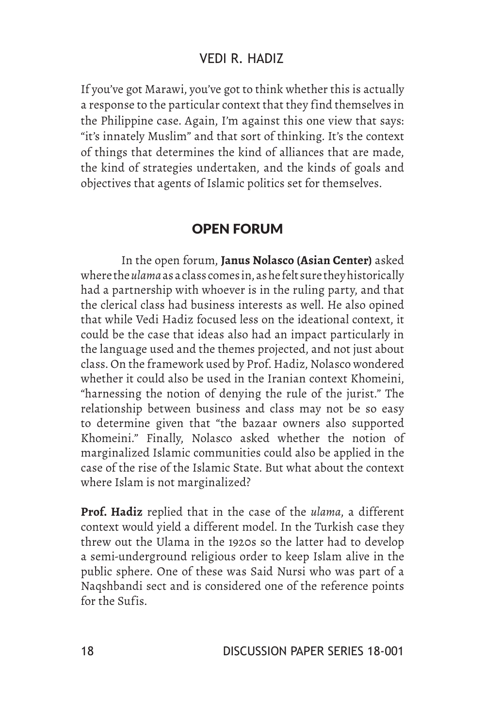If you've got Marawi, you've got to think whether this is actually a response to the particular context that they find themselves in the Philippine case. Again, I'm against this one view that says: "it's innately Muslim" and that sort of thinking. It's the context of things that determines the kind of alliances that are made, the kind of strategies undertaken, and the kinds of goals and objectives that agents of Islamic politics set for themselves.

## OPEN FORUM

In the open forum, **Janus Nolasco (Asian Center)** asked where the *ulama* as a class comes in, as he felt sure they historically had a partnership with whoever is in the ruling party, and that the clerical class had business interests as well. He also opined that while Vedi Hadiz focused less on the ideational context, it could be the case that ideas also had an impact particularly in the language used and the themes projected, and not just about class. On the framework used by Prof. Hadiz, Nolasco wondered whether it could also be used in the Iranian context Khomeini, "harnessing the notion of denying the rule of the jurist." The relationship between business and class may not be so easy to determine given that "the bazaar owners also supported Khomeini." Finally, Nolasco asked whether the notion of marginalized Islamic communities could also be applied in the case of the rise of the Islamic State. But what about the context where Islam is not marginalized?

**Prof. Hadiz** replied that in the case of the *ulama*, a different context would yield a different model. In the Turkish case they threw out the Ulama in the 1920s so the latter had to develop a semi-underground religious order to keep Islam alive in the public sphere. One of these was Said Nursi who was part of a Naqshbandi sect and is considered one of the reference points for the Sufis.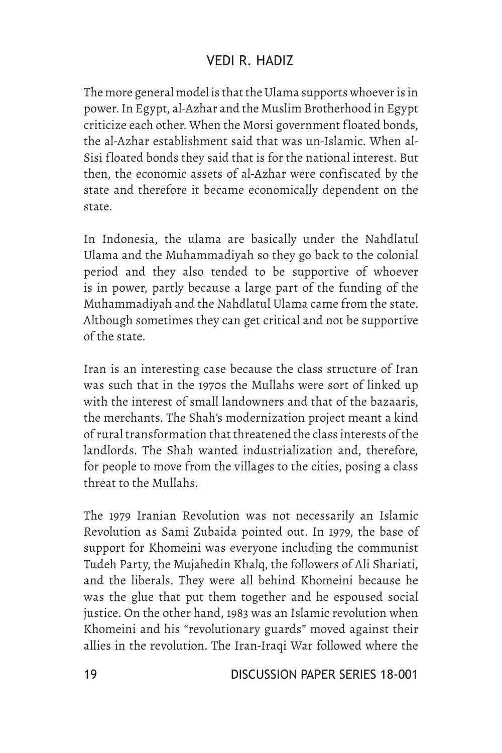The more general model is that the Ulama supports whoever is in power. In Egypt, al-Azhar and the Muslim Brotherhood in Egypt criticize each other. When the Morsi government floated bonds, the al-Azhar establishment said that was un-Islamic. When al-Sisi floated bonds they said that is for the national interest. But then, the economic assets of al-Azhar were confiscated by the state and therefore it became economically dependent on the state.

In Indonesia, the ulama are basically under the Nahdlatul Ulama and the Muhammadiyah so they go back to the colonial period and they also tended to be supportive of whoever is in power, partly because a large part of the funding of the Muhammadiyah and the Nahdlatul Ulama came from the state. Although sometimes they can get critical and not be supportive of the state.

Iran is an interesting case because the class structure of Iran was such that in the 1970s the Mullahs were sort of linked up with the interest of small landowners and that of the bazaaris, the merchants. The Shah's modernization project meant a kind of rural transformation that threatened the class interests of the landlords. The Shah wanted industrialization and, therefore, for people to move from the villages to the cities, posing a class threat to the Mullahs.

The 1979 Iranian Revolution was not necessarily an Islamic Revolution as Sami Zubaida pointed out. In 1979, the base of support for Khomeini was everyone including the communist Tudeh Party, the Mujahedin Khalq, the followers of Ali Shariati, and the liberals. They were all behind Khomeini because he was the glue that put them together and he espoused social justice. On the other hand, 1983 was an Islamic revolution when Khomeini and his "revolutionary guards" moved against their allies in the revolution. The Iran-Iraqi War followed where the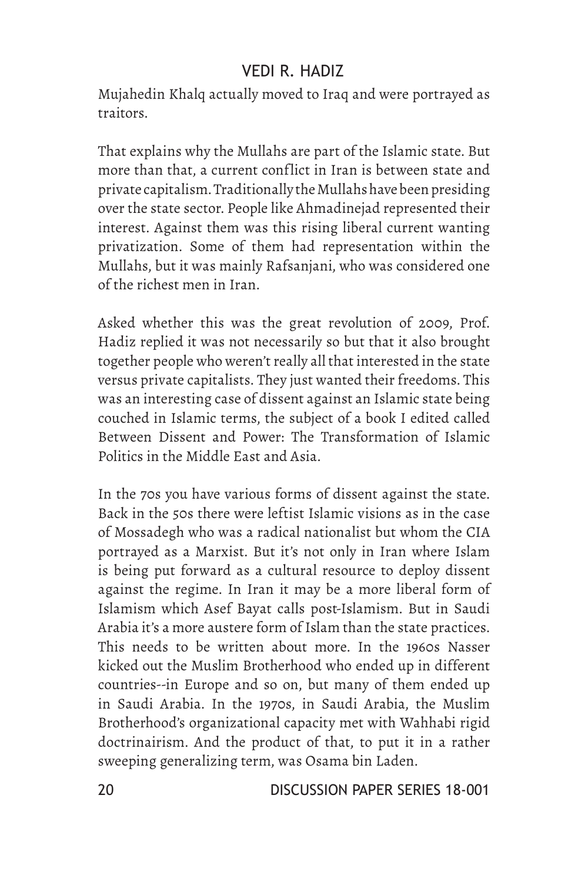Mujahedin Khalq actually moved to Iraq and were portrayed as traitors.

That explains why the Mullahs are part of the Islamic state. But more than that, a current conflict in Iran is between state and private capitalism. Traditionally the Mullahs have been presiding over the state sector. People like Ahmadinejad represented their interest. Against them was this rising liberal current wanting privatization. Some of them had representation within the Mullahs, but it was mainly Rafsanjani, who was considered one of the richest men in Iran.

Asked whether this was the great revolution of 2009, Prof. Hadiz replied it was not necessarily so but that it also brought together people who weren't really all that interested in the state versus private capitalists. They just wanted their freedoms. This was an interesting case of dissent against an Islamic state being couched in Islamic terms, the subject of a book I edited called Between Dissent and Power: The Transformation of Islamic Politics in the Middle East and Asia.

In the 70s you have various forms of dissent against the state. Back in the 50s there were leftist Islamic visions as in the case of Mossadegh who was a radical nationalist but whom the CIA portrayed as a Marxist. But it's not only in Iran where Islam is being put forward as a cultural resource to deploy dissent against the regime. In Iran it may be a more liberal form of Islamism which Asef Bayat calls post-Islamism. But in Saudi Arabia it's a more austere form of Islam than the state practices. This needs to be written about more. In the 1960s Nasser kicked out the Muslim Brotherhood who ended up in different countries--in Europe and so on, but many of them ended up in Saudi Arabia. In the 1970s, in Saudi Arabia, the Muslim Brotherhood's organizational capacity met with Wahhabi rigid doctrinairism. And the product of that, to put it in a rather sweeping generalizing term, was Osama bin Laden.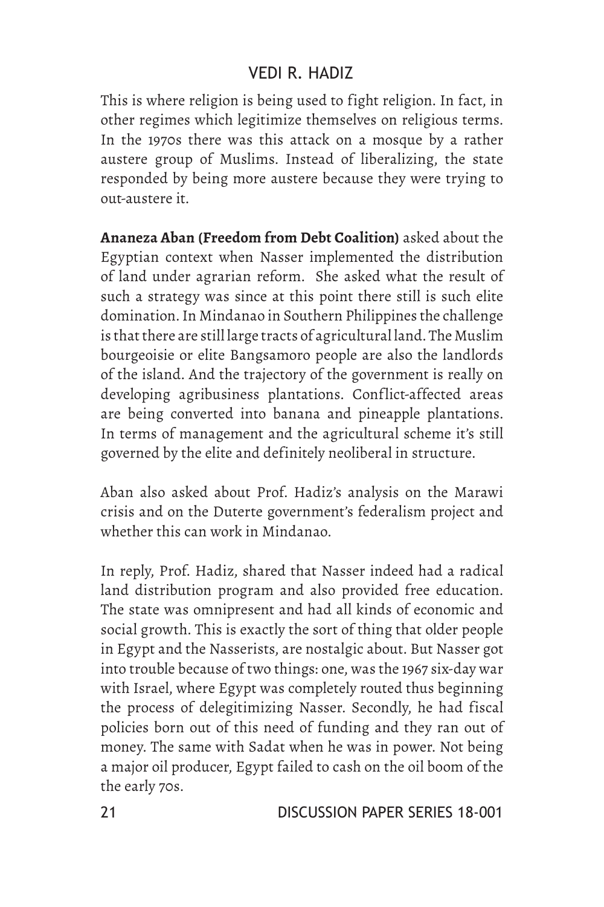This is where religion is being used to fight religion. In fact, in other regimes which legitimize themselves on religious terms. In the 1970s there was this attack on a mosque by a rather austere group of Muslims. Instead of liberalizing, the state responded by being more austere because they were trying to out-austere it.

**Ananeza Aban (Freedom from Debt Coalition)** asked about the Egyptian context when Nasser implemented the distribution of land under agrarian reform. She asked what the result of such a strategy was since at this point there still is such elite domination. In Mindanao in Southern Philippines the challenge is that there are still large tracts of agricultural land. The Muslim bourgeoisie or elite Bangsamoro people are also the landlords of the island. And the trajectory of the government is really on developing agribusiness plantations. Conflict-affected areas are being converted into banana and pineapple plantations. In terms of management and the agricultural scheme it's still governed by the elite and definitely neoliberal in structure.

Aban also asked about Prof. Hadiz's analysis on the Marawi crisis and on the Duterte government's federalism project and whether this can work in Mindanao.

In reply, Prof. Hadiz, shared that Nasser indeed had a radical land distribution program and also provided free education. The state was omnipresent and had all kinds of economic and social growth. This is exactly the sort of thing that older people in Egypt and the Nasserists, are nostalgic about. But Nasser got into trouble because of two things: one, was the 1967 six-day war with Israel, where Egypt was completely routed thus beginning the process of delegitimizing Nasser. Secondly, he had fiscal policies born out of this need of funding and they ran out of money. The same with Sadat when he was in power. Not being a major oil producer, Egypt failed to cash on the oil boom of the the early 70s.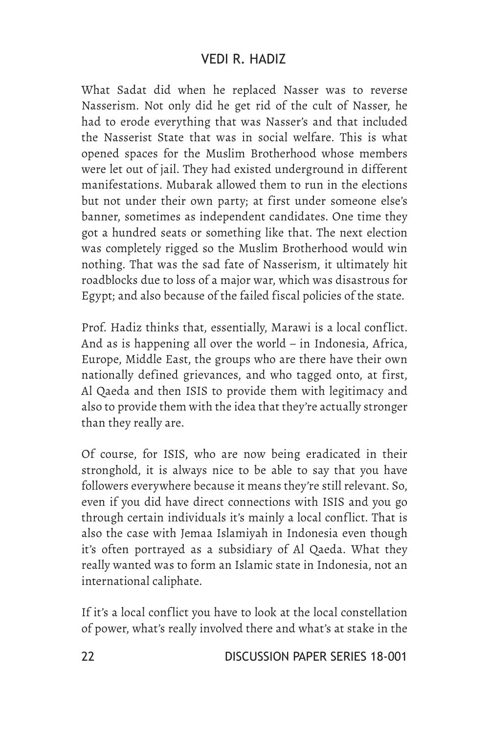What Sadat did when he replaced Nasser was to reverse Nasserism. Not only did he get rid of the cult of Nasser, he had to erode everything that was Nasser's and that included the Nasserist State that was in social welfare. This is what opened spaces for the Muslim Brotherhood whose members were let out of jail. They had existed underground in different manifestations. Mubarak allowed them to run in the elections but not under their own party; at first under someone else's banner, sometimes as independent candidates. One time they got a hundred seats or something like that. The next election was completely rigged so the Muslim Brotherhood would win nothing. That was the sad fate of Nasserism, it ultimately hit roadblocks due to loss of a major war, which was disastrous for Egypt; and also because of the failed fiscal policies of the state.

Prof. Hadiz thinks that, essentially, Marawi is a local conflict. And as is happening all over the world – in Indonesia, Africa, Europe, Middle East, the groups who are there have their own nationally defined grievances, and who tagged onto, at first, Al Qaeda and then ISIS to provide them with legitimacy and also to provide them with the idea that they're actually stronger than they really are.

Of course, for ISIS, who are now being eradicated in their stronghold, it is always nice to be able to say that you have followers everywhere because it means they're still relevant. So, even if you did have direct connections with ISIS and you go through certain individuals it's mainly a local conflict. That is also the case with Jemaa Islamiyah in Indonesia even though it's often portrayed as a subsidiary of Al Qaeda. What they really wanted was to form an Islamic state in Indonesia, not an international caliphate.

If it's a local conflict you have to look at the local constellation of power, what's really involved there and what's at stake in the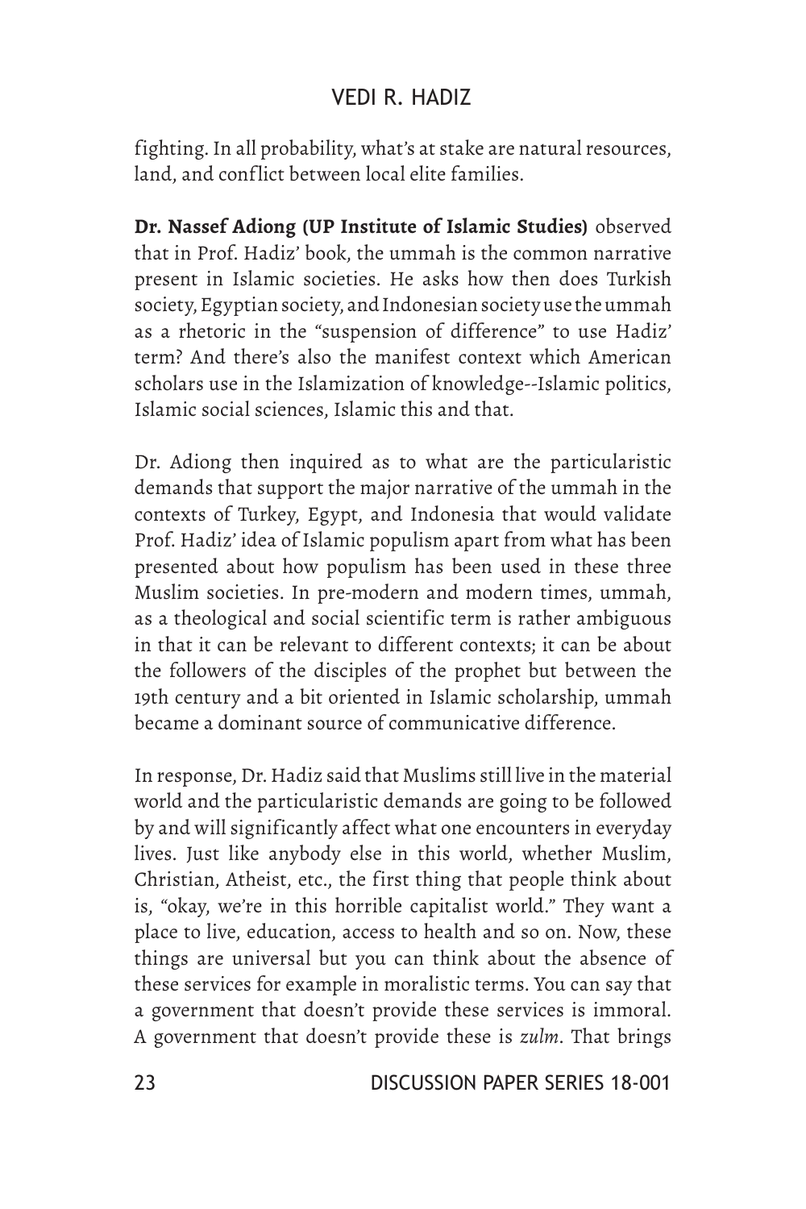fighting. In all probability, what's at stake are natural resources, land, and conflict between local elite families.

**Dr. Nassef Adiong (UP Institute of Islamic Studies)** observed that in Prof. Hadiz' book, the ummah is the common narrative present in Islamic societies. He asks how then does Turkish society, Egyptian society, and Indonesian society use the ummah as a rhetoric in the "suspension of difference" to use Hadiz' term? And there's also the manifest context which American scholars use in the Islamization of knowledge--Islamic politics, Islamic social sciences, Islamic this and that.

Dr. Adiong then inquired as to what are the particularistic demands that support the major narrative of the ummah in the contexts of Turkey, Egypt, and Indonesia that would validate Prof. Hadiz' idea of Islamic populism apart from what has been presented about how populism has been used in these three Muslim societies. In pre-modern and modern times, ummah, as a theological and social scientific term is rather ambiguous in that it can be relevant to different contexts; it can be about the followers of the disciples of the prophet but between the 19th century and a bit oriented in Islamic scholarship, ummah became a dominant source of communicative difference.

In response, Dr. Hadiz said that Muslims still live in the material world and the particularistic demands are going to be followed by and will significantly affect what one encounters in everyday lives. Just like anybody else in this world, whether Muslim, Christian, Atheist, etc., the first thing that people think about is, "okay, we're in this horrible capitalist world." They want a place to live, education, access to health and so on. Now, these things are universal but you can think about the absence of these services for example in moralistic terms. You can say that a government that doesn't provide these services is immoral. A government that doesn't provide these is *zulm*. That brings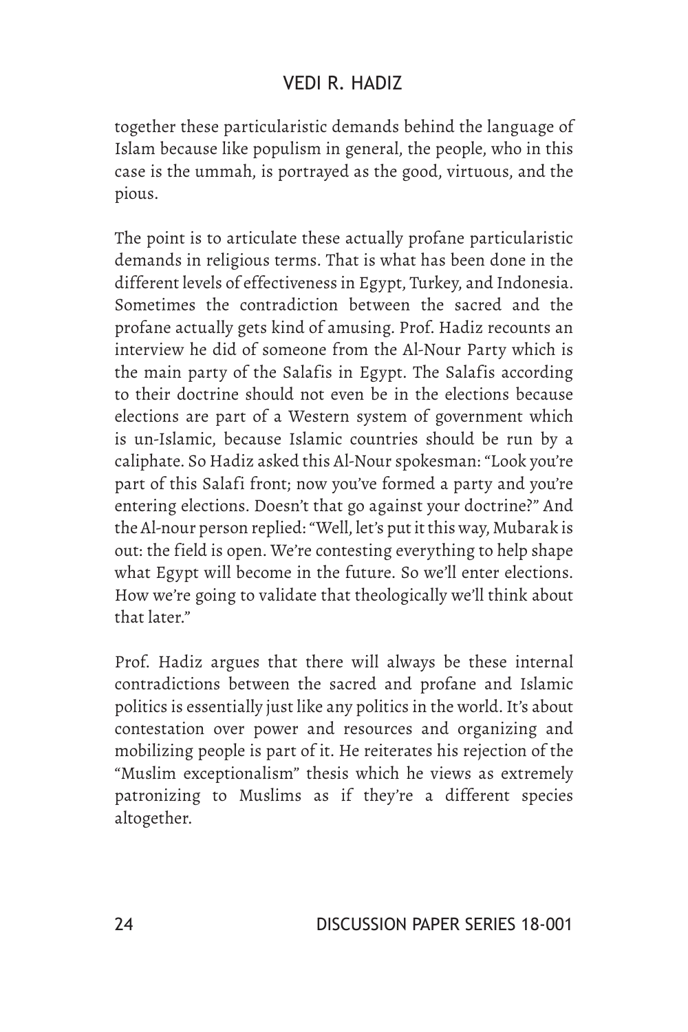together these particularistic demands behind the language of Islam because like populism in general, the people, who in this case is the ummah, is portrayed as the good, virtuous, and the pious.

The point is to articulate these actually profane particularistic demands in religious terms. That is what has been done in the different levels of effectiveness in Egypt, Turkey, and Indonesia. Sometimes the contradiction between the sacred and the profane actually gets kind of amusing. Prof. Hadiz recounts an interview he did of someone from the Al-Nour Party which is the main party of the Salafis in Egypt. The Salafis according to their doctrine should not even be in the elections because elections are part of a Western system of government which is un-Islamic, because Islamic countries should be run by a caliphate. So Hadiz asked this Al-Nour spokesman: "Look you're part of this Salafi front; now you've formed a party and you're entering elections. Doesn't that go against your doctrine?" And the Al-nour person replied: "Well, let's put it this way, Mubarak is out: the field is open. We're contesting everything to help shape what Egypt will become in the future. So we'll enter elections. How we're going to validate that theologically we'll think about that later."

Prof. Hadiz argues that there will always be these internal contradictions between the sacred and profane and Islamic politics is essentially just like any politics in the world. It's about contestation over power and resources and organizing and mobilizing people is part of it. He reiterates his rejection of the "Muslim exceptionalism" thesis which he views as extremely patronizing to Muslims as if they're a different species altogether.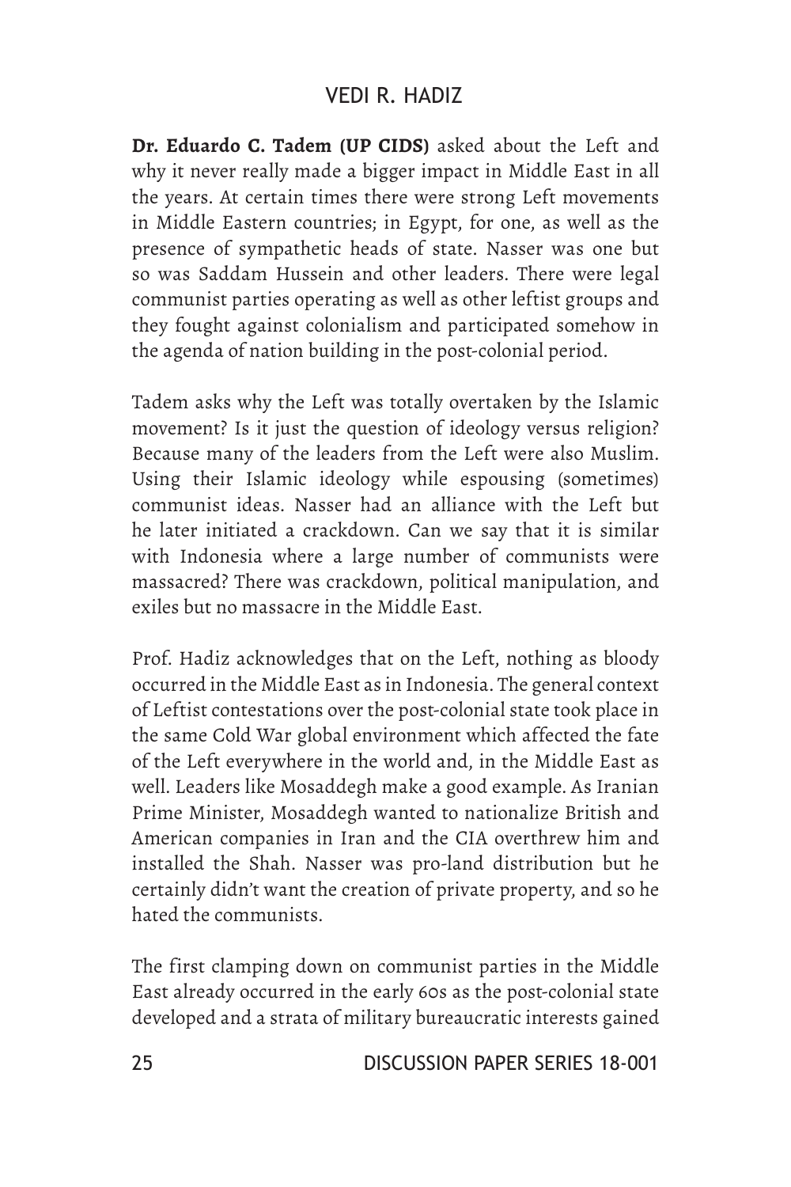**Dr. Eduardo C. Tadem (UP CIDS)** asked about the Left and why it never really made a bigger impact in Middle East in all the years. At certain times there were strong Left movements in Middle Eastern countries; in Egypt, for one, as well as the presence of sympathetic heads of state. Nasser was one but so was Saddam Hussein and other leaders. There were legal communist parties operating as well as other leftist groups and they fought against colonialism and participated somehow in the agenda of nation building in the post-colonial period.

Tadem asks why the Left was totally overtaken by the Islamic movement? Is it just the question of ideology versus religion? Because many of the leaders from the Left were also Muslim. Using their Islamic ideology while espousing (sometimes) communist ideas. Nasser had an alliance with the Left but he later initiated a crackdown. Can we say that it is similar with Indonesia where a large number of communists were massacred? There was crackdown, political manipulation, and exiles but no massacre in the Middle East.

Prof. Hadiz acknowledges that on the Left, nothing as bloody occurred in the Middle East as in Indonesia. The general context of Leftist contestations over the post-colonial state took place in the same Cold War global environment which affected the fate of the Left everywhere in the world and, in the Middle East as well. Leaders like Mosaddegh make a good example. As Iranian Prime Minister, Mosaddegh wanted to nationalize British and American companies in Iran and the CIA overthrew him and installed the Shah. Nasser was pro-land distribution but he certainly didn't want the creation of private property, and so he hated the communists.

The first clamping down on communist parties in the Middle East already occurred in the early 60s as the post-colonial state developed and a strata of military bureaucratic interests gained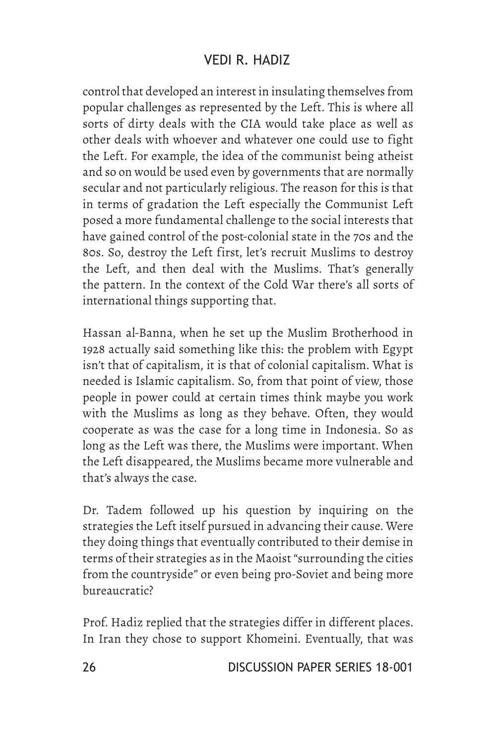control that developed an interest in insulating themselves from popular challenges as represented by the Left. This is where all sorts of dirty deals with the CIA would take place as well as other deals with whoever and whatever one could use to fight the Left. For example, the idea of the communist being atheist and so on would be used even by governments that are normally secular and not particularly religious. The reason for this is that in terms of gradation the Left especially the Communist Left posed a more fundamental challenge to the social interests that have gained control of the post-colonial state in the 70s and the 80s. So, destroy the Left first, let's recruit Muslims to destroy the Left, and then deal with the Muslims. That's generally the pattern. In the context of the Cold War there's all sorts of international things supporting that.

Hassan al-Banna, when he set up the Muslim Brotherhood in 1928 actually said something like this: the problem with Egypt isn't that of capitalism, it is that of colonial capitalism. What is needed is Islamic capitalism. So, from that point of view, those people in power could at certain times think maybe you work with the Muslims as long as they behave. Often, they would cooperate as was the case for a long time in Indonesia. So as long as the Left was there, the Muslims were important. When the Left disappeared, the Muslims became more vulnerable and that's always the case.

Dr. Tadem followed up his question by inquiring on the strategies the Left itself pursued in advancing their cause. Were they doing things that eventually contributed to their demise in terms of their strategies as in the Maoist "surrounding the cities from the countryside" or even being pro-Soviet and being more bureaucratic?

Prof. Hadiz replied that the strategies differ in different places. In Iran they chose to support Khomeini. Eventually, that was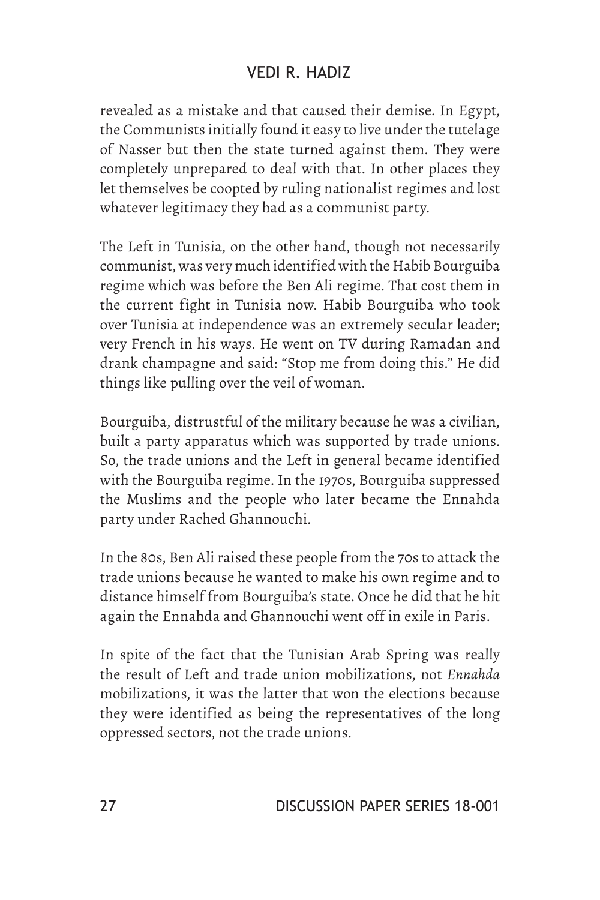revealed as a mistake and that caused their demise. In Egypt, the Communists initially found it easy to live under the tutelage of Nasser but then the state turned against them. They were completely unprepared to deal with that. In other places they let themselves be coopted by ruling nationalist regimes and lost whatever legitimacy they had as a communist party.

The Left in Tunisia, on the other hand, though not necessarily communist, was very much identified with the Habib Bourguiba regime which was before the Ben Ali regime. That cost them in the current fight in Tunisia now. Habib Bourguiba who took over Tunisia at independence was an extremely secular leader; very French in his ways. He went on TV during Ramadan and drank champagne and said: "Stop me from doing this." He did things like pulling over the veil of woman.

Bourguiba, distrustful of the military because he was a civilian, built a party apparatus which was supported by trade unions. So, the trade unions and the Left in general became identified with the Bourguiba regime. In the 1970s, Bourguiba suppressed the Muslims and the people who later became the Ennahda party under Rached Ghannouchi.

In the 80s, Ben Ali raised these people from the 70s to attack the trade unions because he wanted to make his own regime and to distance himself from Bourguiba's state. Once he did that he hit again the Ennahda and Ghannouchi went off in exile in Paris.

In spite of the fact that the Tunisian Arab Spring was really the result of Left and trade union mobilizations, not *Ennahda* mobilizations, it was the latter that won the elections because they were identified as being the representatives of the long oppressed sectors, not the trade unions.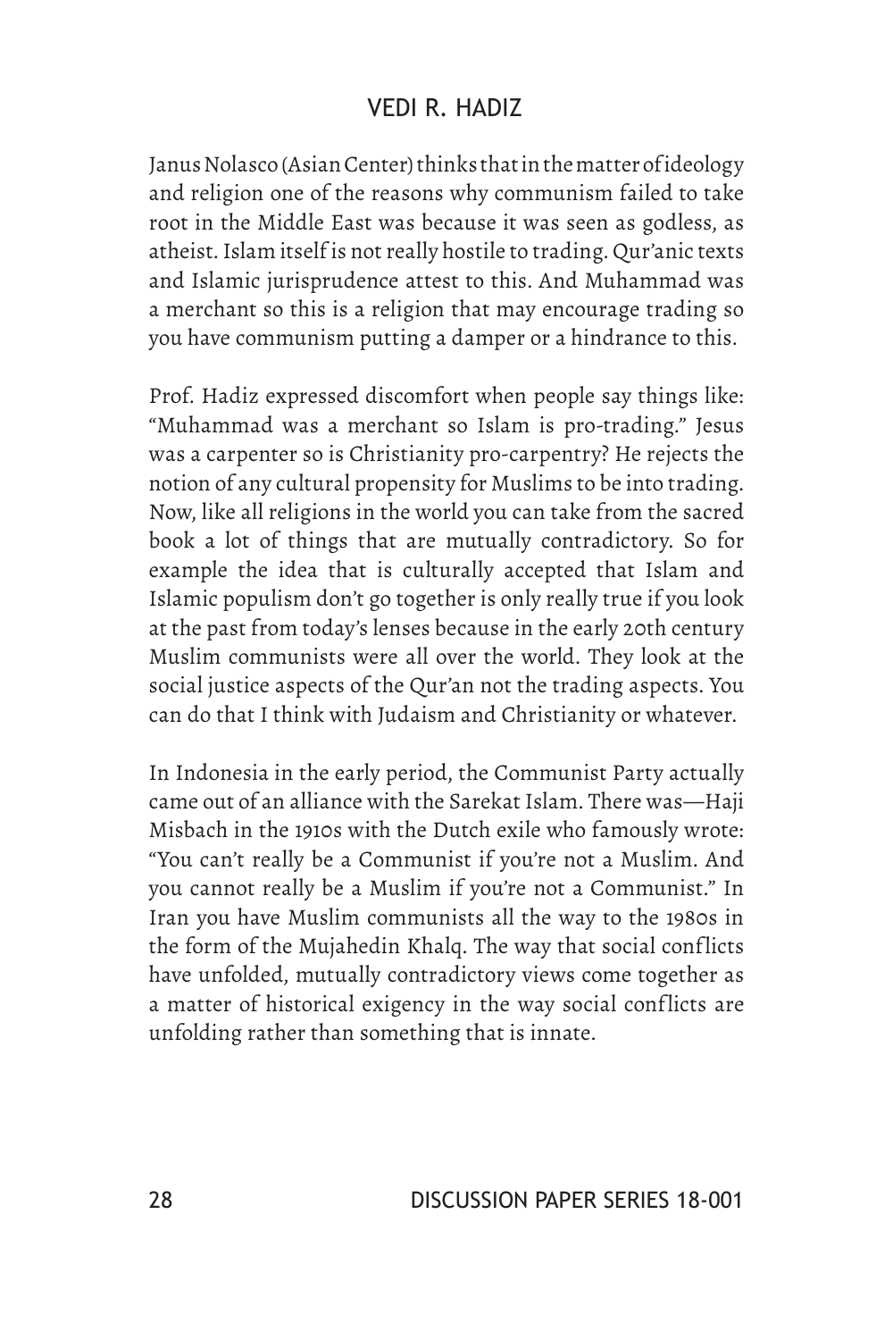Janus Nolasco (Asian Center) thinks that in the matter of ideology and religion one of the reasons why communism failed to take root in the Middle East was because it was seen as godless, as atheist. Islam itself is not really hostile to trading. Qur'anic texts and Islamic jurisprudence attest to this. And Muhammad was a merchant so this is a religion that may encourage trading so you have communism putting a damper or a hindrance to this.

Prof. Hadiz expressed discomfort when people say things like: "Muhammad was a merchant so Islam is pro-trading." Jesus was a carpenter so is Christianity pro-carpentry? He rejects the notion of any cultural propensity for Muslims to be into trading. Now, like all religions in the world you can take from the sacred book a lot of things that are mutually contradictory. So for example the idea that is culturally accepted that Islam and Islamic populism don't go together is only really true if you look at the past from today's lenses because in the early 20th century Muslim communists were all over the world. They look at the social justice aspects of the Qur'an not the trading aspects. You can do that I think with Judaism and Christianity or whatever.

In Indonesia in the early period, the Communist Party actually came out of an alliance with the Sarekat Islam. There was—Haji Misbach in the 1910s with the Dutch exile who famously wrote: "You can't really be a Communist if you're not a Muslim. And you cannot really be a Muslim if you're not a Communist." In Iran you have Muslim communists all the way to the 1980s in the form of the Mujahedin Khalq. The way that social conflicts have unfolded, mutually contradictory views come together as a matter of historical exigency in the way social conflicts are unfolding rather than something that is innate.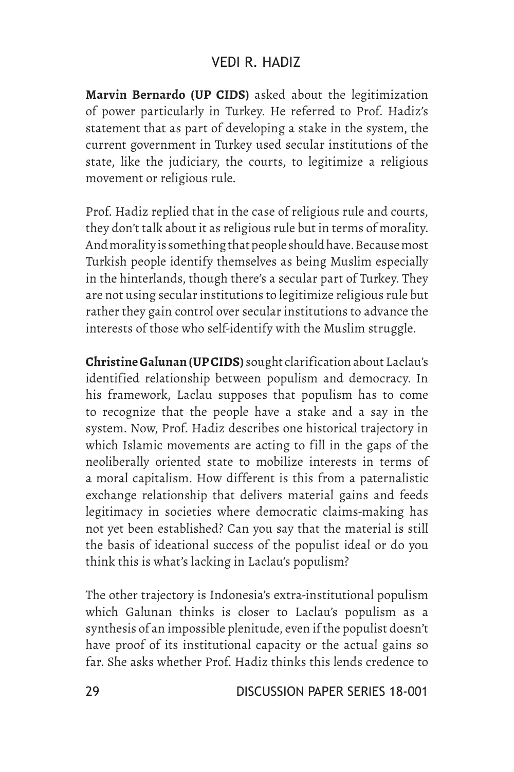**Marvin Bernardo (UP CIDS)** asked about the legitimization of power particularly in Turkey. He referred to Prof. Hadiz's statement that as part of developing a stake in the system, the current government in Turkey used secular institutions of the state, like the judiciary, the courts, to legitimize a religious movement or religious rule.

Prof. Hadiz replied that in the case of religious rule and courts, they don't talk about it as religious rule but in terms of morality. And morality is something that people should have. Because most Turkish people identify themselves as being Muslim especially in the hinterlands, though there's a secular part of Turkey. They are not using secular institutions to legitimize religious rule but rather they gain control over secular institutions to advance the interests of those who self-identify with the Muslim struggle.

**Christine Galunan (UP CIDS)** sought clarification about Laclau's identified relationship between populism and democracy. In his framework, Laclau supposes that populism has to come to recognize that the people have a stake and a say in the system. Now, Prof. Hadiz describes one historical trajectory in which Islamic movements are acting to fill in the gaps of the neoliberally oriented state to mobilize interests in terms of a moral capitalism. How different is this from a paternalistic exchange relationship that delivers material gains and feeds legitimacy in societies where democratic claims-making has not yet been established? Can you say that the material is still the basis of ideational success of the populist ideal or do you think this is what's lacking in Laclau's populism?

The other trajectory is Indonesia's extra-institutional populism which Galunan thinks is closer to Laclau's populism as a synthesis of an impossible plenitude, even if the populist doesn't have proof of its institutional capacity or the actual gains so far. She asks whether Prof. Hadiz thinks this lends credence to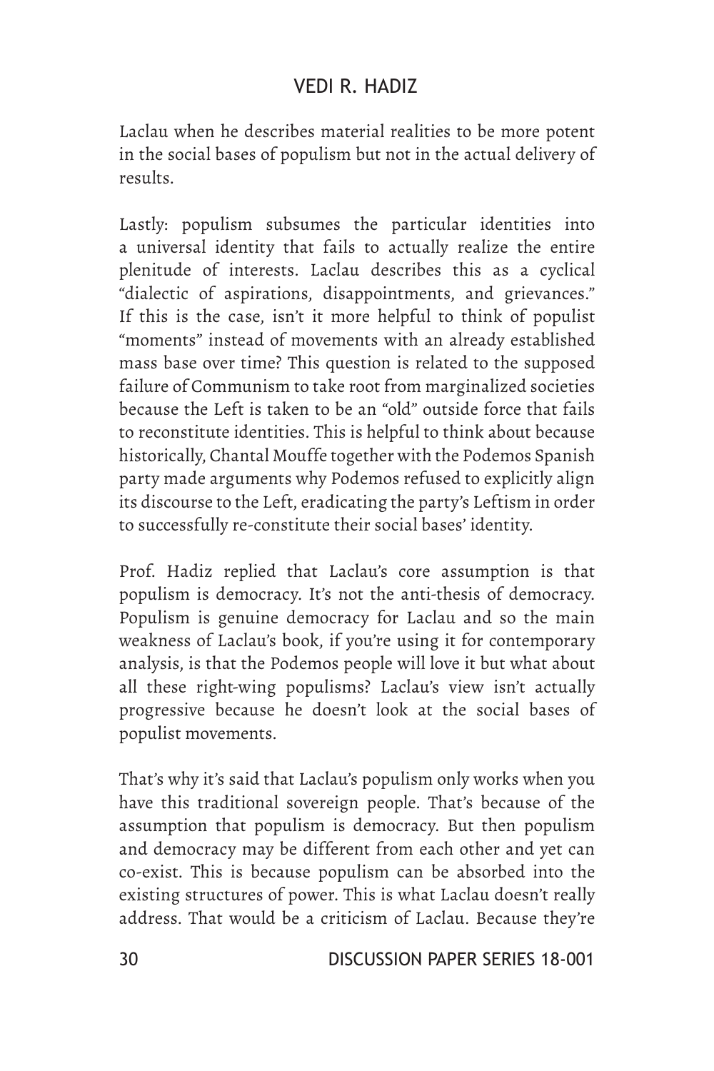Laclau when he describes material realities to be more potent in the social bases of populism but not in the actual delivery of results.

Lastly: populism subsumes the particular identities into a universal identity that fails to actually realize the entire plenitude of interests. Laclau describes this as a cyclical "dialectic of aspirations, disappointments, and grievances." If this is the case, isn't it more helpful to think of populist "moments" instead of movements with an already established mass base over time? This question is related to the supposed failure of Communism to take root from marginalized societies because the Left is taken to be an "old" outside force that fails to reconstitute identities. This is helpful to think about because historically, Chantal Mouffe together with the Podemos Spanish party made arguments why Podemos refused to explicitly align its discourse to the Left, eradicating the party's Leftism in order to successfully re-constitute their social bases' identity.

Prof. Hadiz replied that Laclau's core assumption is that populism is democracy. It's not the anti-thesis of democracy. Populism is genuine democracy for Laclau and so the main weakness of Laclau's book, if you're using it for contemporary analysis, is that the Podemos people will love it but what about all these right-wing populisms? Laclau's view isn't actually progressive because he doesn't look at the social bases of populist movements.

That's why it's said that Laclau's populism only works when you have this traditional sovereign people. That's because of the assumption that populism is democracy. But then populism and democracy may be different from each other and yet can co-exist. This is because populism can be absorbed into the existing structures of power. This is what Laclau doesn't really address. That would be a criticism of Laclau. Because they're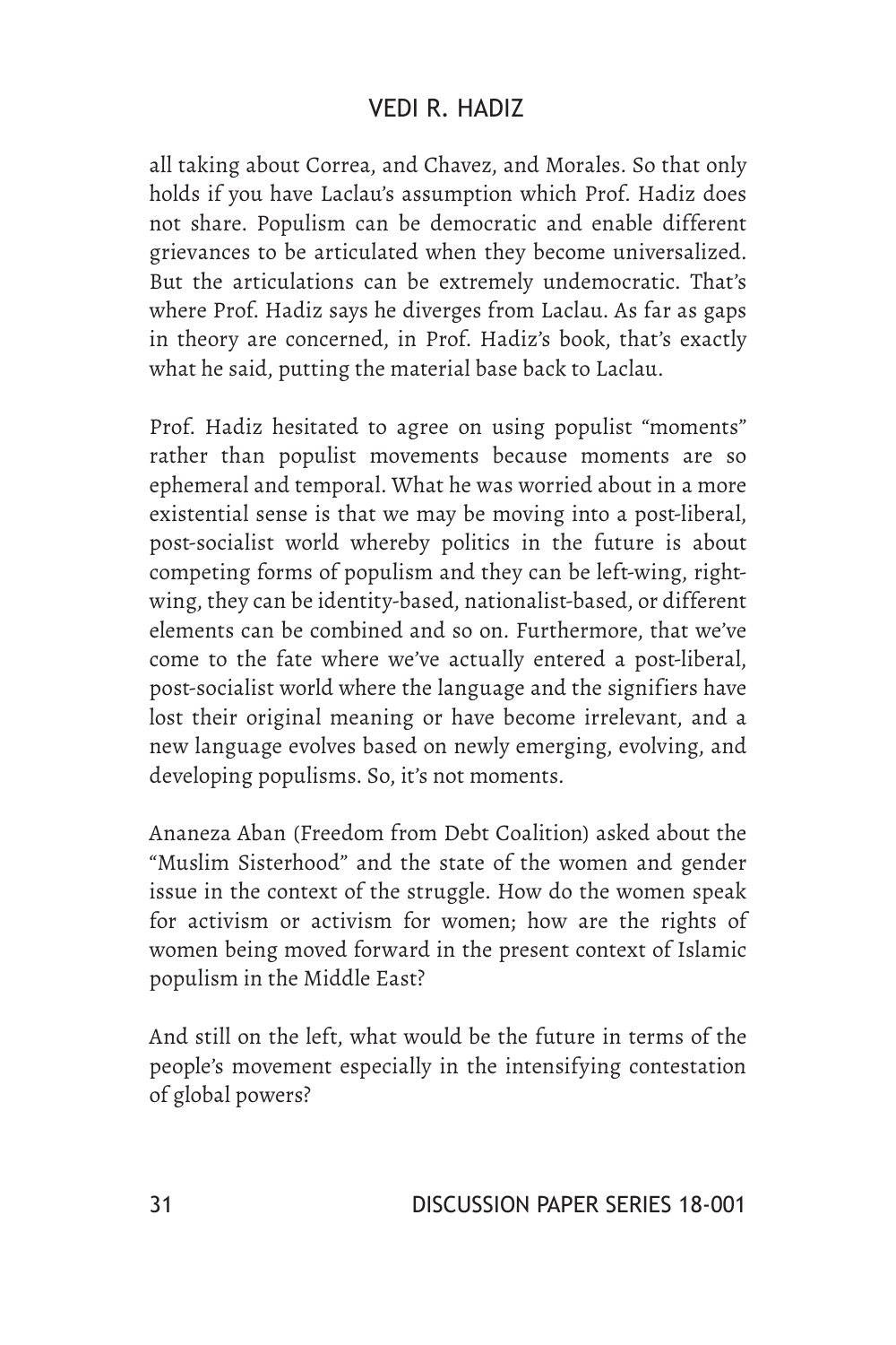all taking about Correa, and Chavez, and Morales. So that only holds if you have Laclau's assumption which Prof. Hadiz does not share. Populism can be democratic and enable different grievances to be articulated when they become universalized. But the articulations can be extremely undemocratic. That's where Prof. Hadiz says he diverges from Laclau. As far as gaps in theory are concerned, in Prof. Hadiz's book, that's exactly what he said, putting the material base back to Laclau.

Prof. Hadiz hesitated to agree on using populist "moments" rather than populist movements because moments are so ephemeral and temporal. What he was worried about in a more existential sense is that we may be moving into a post-liberal, post-socialist world whereby politics in the future is about competing forms of populism and they can be left-wing, right-wing, they can be identity-based, nationalist-based, or different elements can be combined and so on. Furthermore, that we've come to the fate where we've actually entered a post-liberal, post-socialist world where the language and the signifiers have lost their original meaning or have become irrelevant, and a new language evolves based on newly emerging, evolving, and developing populisms. So, it's not moments.

Ananeza Aban (Freedom from Debt Coalition) asked about the "Muslim Sisterhood" and the state of the women and gender issue in the context of the struggle. How do the women speak for activism or activism for women; how are the rights of women being moved forward in the present context of Islamic populism in the Middle East?

And still on the left, what would be the future in terms of the people's movement especially in the intensifying contestation of global powers?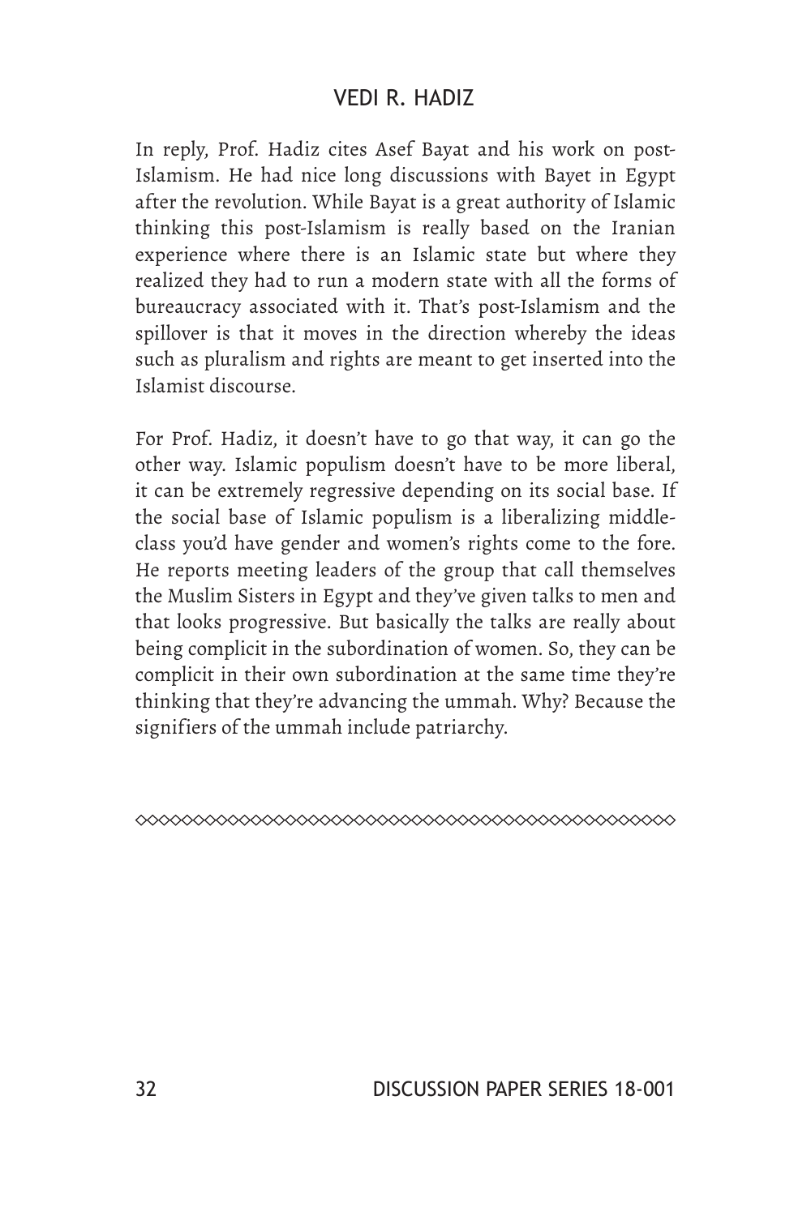In reply, Prof. Hadiz cites Asef Bayat and his work on post-Islamism. He had nice long discussions with Bayet in Egypt after the revolution. While Bayat is a great authority of Islamic thinking this post-Islamism is really based on the Iranian experience where there is an Islamic state but where they realized they had to run a modern state with all the forms of bureaucracy associated with it. That's post-Islamism and the spillover is that it moves in the direction whereby the ideas such as pluralism and rights are meant to get inserted into the Islamist discourse.

For Prof. Hadiz, it doesn't have to go that way, it can go the other way. Islamic populism doesn't have to be more liberal, it can be extremely regressive depending on its social base. If the social base of Islamic populism is a liberalizing middle-class you'd have gender and women's rights come to the fore. He reports meeting leaders of the group that call themselves the Muslim Sisters in Egypt and they've given talks to men and that looks progressive. But basically the talks are really about being complicit in the subordination of women. So, they can be complicit in their own subordination at the same time they're thinking that they're advancing the ummah. Why? Because the signifiers of the ummah include patriarchy.

◇◇◇◇◇◇◇◇◇◇◇◇◇◇◇◇◇◇◇◇◇◇◇◇◇◇◇◇◇◇◇◇◇◇◇◇◇◇◇◇◇◇◇◇◇◇◇◇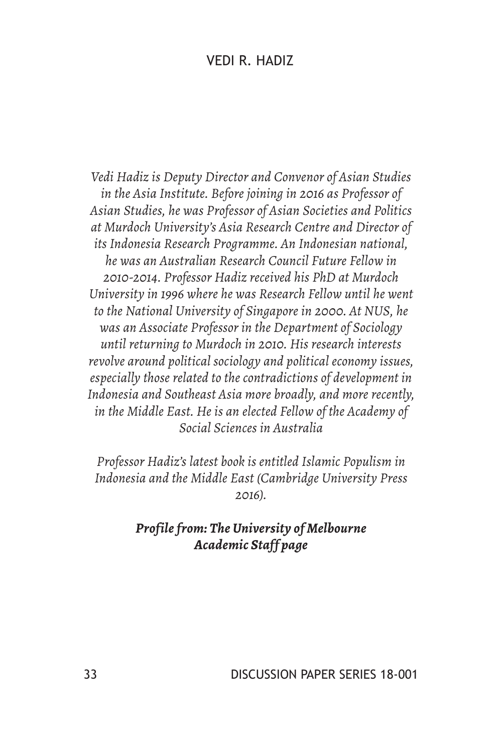# VEDI R. HADIZ

*Vedi Hadiz is Deputy Director and Convenor of Asian Studies in the Asia Institute. Before joining in 2016 as Professor of Asian Studies, he was Professor of Asian Societies and Politics at Murdoch University's Asia Research Centre and Director of its Indonesia Research Programme. An Indonesian national, he was an Australian Research Council Future Fellow in 2010-2014. Professor Hadiz received his PhD at Murdoch University in 1996 where he was Research Fellow until he went to the National University of Singapore in 2000. At NUS, he was an Associate Professor in the Department of Sociology until returning to Murdoch in 2010. His research interests revolve around political sociology and political economy issues, especially those related to the contradictions of development in Indonesia and Southeast Asia more broadly, and more recently, in the Middle East. He is an elected Fellow of the Academy of Social Sciences in Australia*

*Professor Hadiz's latest book is entitled Islamic Populism in Indonesia and the Middle East (Cambridge University Press 2016).*

***Profile from: The University of Melbourne Academic Staff page***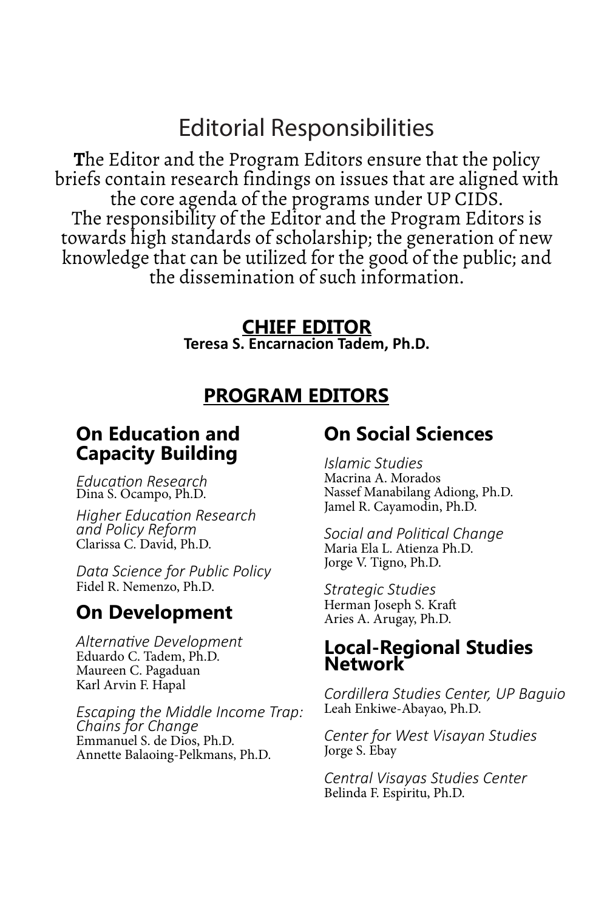# Editorial Responsibilities

**T**he Editor and the Program Editors ensure that the policy briefs contain research findings on issues that are aligned with the core agenda of the programs under UP CIDS.
The responsibility of the Editor and the Program Editors is towards high standards of scholarship; the generation of new knowledge that can be utilized for the good of the public; and the dissemination of such information.

## CHIEF EDITOR

**Teresa S. Encarnacion Tadem, Ph.D.**

## PROGRAM EDITORS

### On Education and Capacity Building

*Education Research*
Dina S. Ocampo, Ph.D.

*Higher Education Research and Policy Reform*
Clarissa C. David, Ph.D.

*Data Science for Public Policy*
Fidel R. Nemenzo, Ph.D.

### On Development

*Alternative Development*
Eduardo C. Tadem, Ph.D.
Maureen C. Pagaduan
Karl Arvin F. Hapal

*Escaping the Middle Income Trap: Chains for Change*
Emmanuel S. de Dios, Ph.D.
Annette Balaoing-Pelkmans, Ph.D.

### On Social Sciences

*Islamic Studies*
Macrina A. Morados
Nassef Manabilang Adiong, Ph.D.
Jamel R. Cayamodin, Ph.D.

*Social and Political Change*
Maria Ela L. Atienza Ph.D.
Jorge V. Tigno, Ph.D.

*Strategic Studies*
Herman Joseph S. Kraft
Aries A. Arugay, Ph.D.

### Local-Regional Studies Network

*Cordillera Studies Center, UP Baguio*
Leah Enkiwe-Abayao, Ph.D.

*Center for West Visayan Studies*
Jorge S. Ebay

*Central Visayas Studies Center*
Belinda F. Espiritu, Ph.D.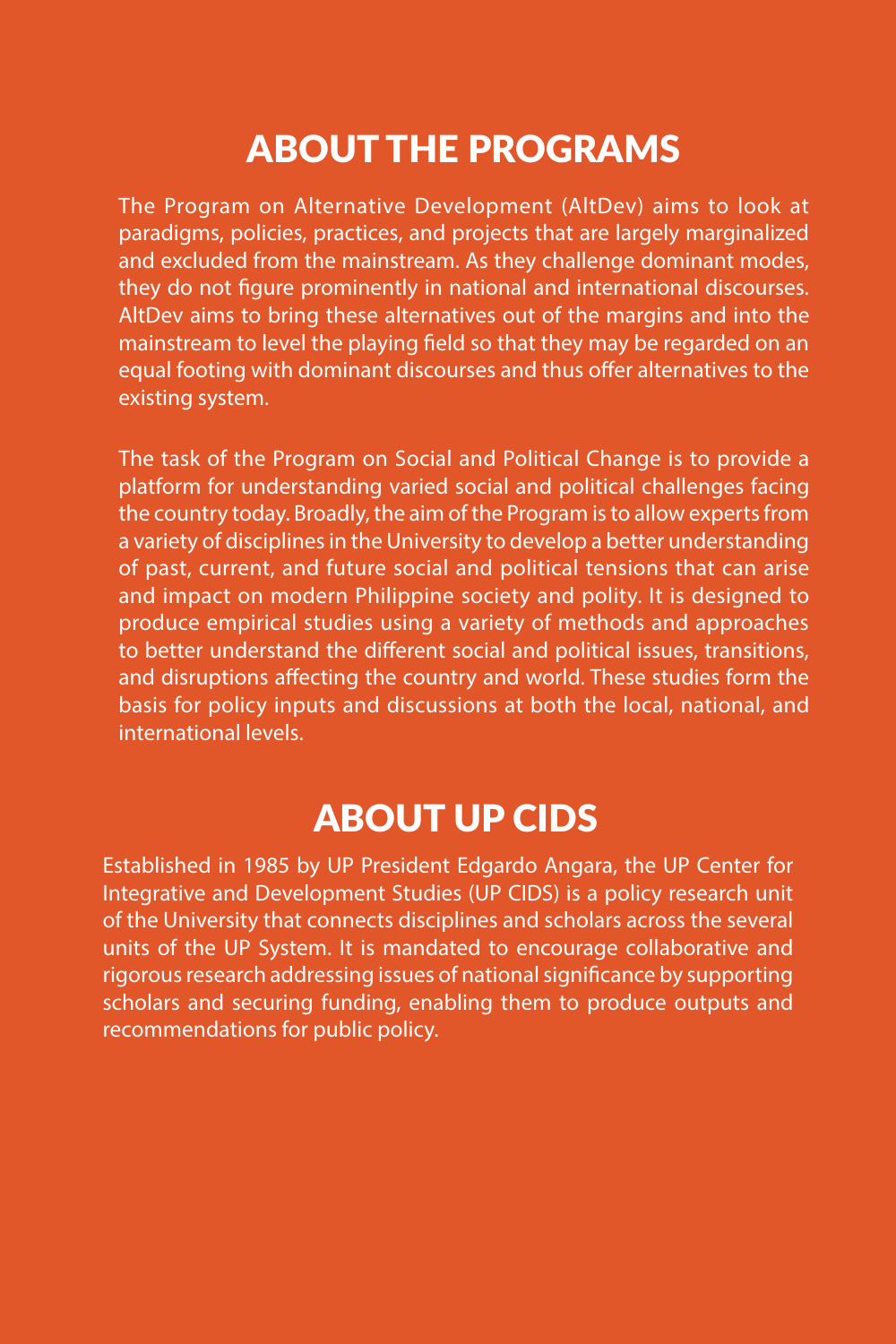## ABOUT THE PROGRAMS

The Program on Alternative Development (AltDev) aims to look at paradigms, policies, practices, and projects that are largely marginalized and excluded from the mainstream. As they challenge dominant modes, they do not figure prominently in national and international discourses. AltDev aims to bring these alternatives out of the margins and into the mainstream to level the playing field so that they may be regarded on an equal footing with dominant discourses and thus offer alternatives to the existing system.

The task of the Program on Social and Political Change is to provide a platform for understanding varied social and political challenges facing the country today. Broadly, the aim of the Program is to allow experts from a variety of disciplines in the University to develop a better understanding of past, current, and future social and political tensions that can arise and impact on modern Philippine society and polity. It is designed to produce empirical studies using a variety of methods and approaches to better understand the different social and political issues, transitions, and disruptions affecting the country and world. These studies form the basis for policy inputs and discussions at both the local, national, and international levels.

## ABOUT UP CIDS

Established in 1985 by UP President Edgardo Angara, the UP Center for Integrative and Development Studies (UP CIDS) is a policy research unit of the University that connects disciplines and scholars across the several units of the UP System. It is mandated to encourage collaborative and rigorous research addressing issues of national significance by supporting scholars and securing funding, enabling them to produce outputs and recommendations for public policy.